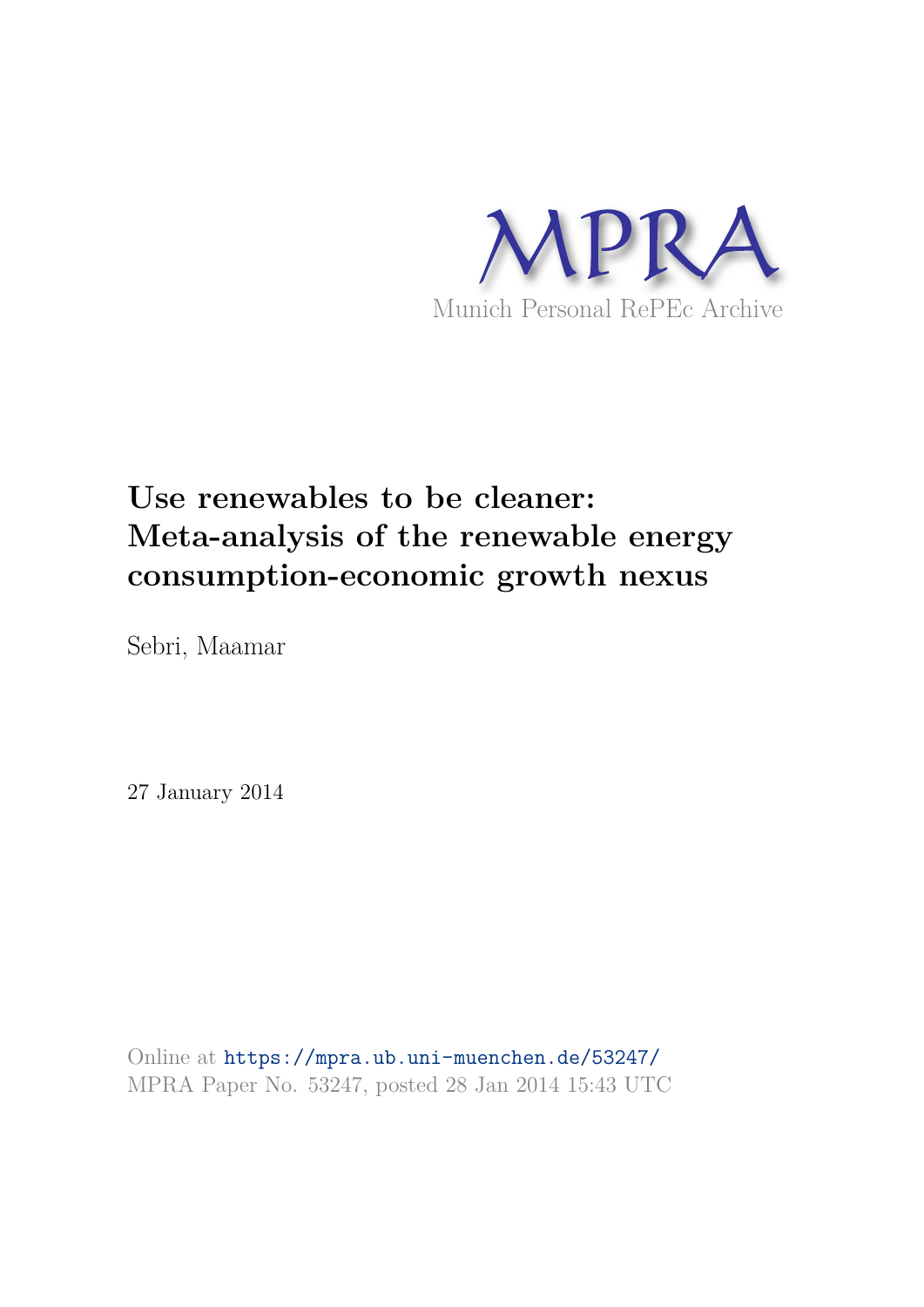MPRA

Munich Personal RePEc Archive

# Use renewables to be cleaner: Meta-analysis of the renewable energy consumption-economic growth nexus

Sebri, Maamar

27 January 2014

Online at https://mpra.ub.uni-muenchen.de/53247/
MPRA Paper No. 53247, posted 28 Jan 2014 15:43 UTC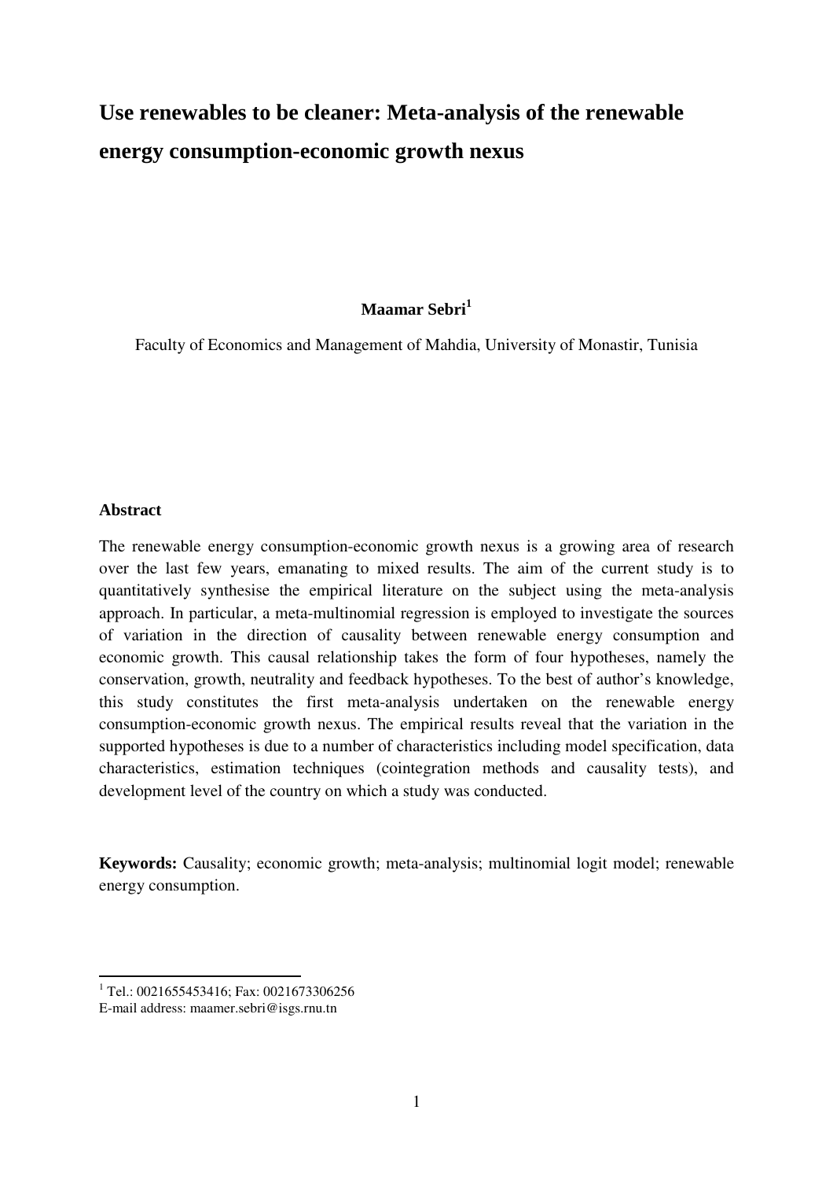# Use renewables to be cleaner: Meta-analysis of the renewable energy consumption-economic growth nexus

**Maamar Sebri**[1]

Faculty of Economics and Management of Mahdia, University of Monastir, Tunisia

**Abstract**

The renewable energy consumption-economic growth nexus is a growing area of research over the last few years, emanating to mixed results. The aim of the current study is to quantitatively synthesise the empirical literature on the subject using the meta-analysis approach. In particular, a meta-multinomial regression is employed to investigate the sources of variation in the direction of causality between renewable energy consumption and economic growth. This causal relationship takes the form of four hypotheses, namely the conservation, growth, neutrality and feedback hypotheses. To the best of author's knowledge, this study constitutes the first meta-analysis undertaken on the renewable energy consumption-economic growth nexus. The empirical results reveal that the variation in the supported hypotheses is due to a number of characteristics including model specification, data characteristics, estimation techniques (cointegration methods and causality tests), and development level of the country on which a study was conducted.

**Keywords:** Causality; economic growth; meta-analysis; multinomial logit model; renewable energy consumption.

[1] Tel.: 0021655453416; Fax: 0021673306256
E-mail address: maamer.sebri@isgs.rnu.tn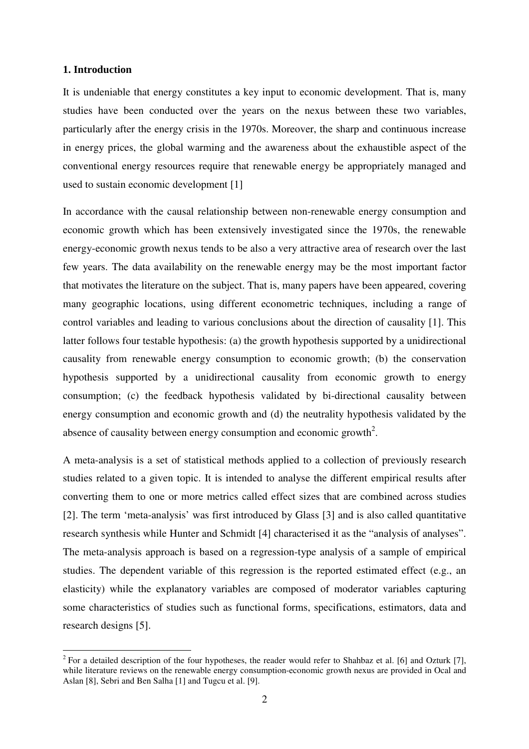## 1. Introduction

It is undeniable that energy constitutes a key input to economic development. That is, many studies have been conducted over the years on the nexus between these two variables, particularly after the energy crisis in the 1970s. Moreover, the sharp and continuous increase in energy prices, the global warming and the awareness about the exhaustible aspect of the conventional energy resources require that renewable energy be appropriately managed and used to sustain economic development [1]

In accordance with the causal relationship between non-renewable energy consumption and economic growth which has been extensively investigated since the 1970s, the renewable energy-economic growth nexus tends to be also a very attractive area of research over the last few years. The data availability on the renewable energy may be the most important factor that motivates the literature on the subject. That is, many papers have been appeared, covering many geographic locations, using different econometric techniques, including a range of control variables and leading to various conclusions about the direction of causality [1]. This latter follows four testable hypothesis: (a) the growth hypothesis supported by a unidirectional causality from renewable energy consumption to economic growth; (b) the conservation hypothesis supported by a unidirectional causality from economic growth to energy consumption; (c) the feedback hypothesis validated by bi-directional causality between energy consumption and economic growth and (d) the neutrality hypothesis validated by the absence of causality between energy consumption and economic growth[2].

A meta-analysis is a set of statistical methods applied to a collection of previously research studies related to a given topic. It is intended to analyse the different empirical results after converting them to one or more metrics called effect sizes that are combined across studies [2]. The term 'meta-analysis' was first introduced by Glass [3] and is also called quantitative research synthesis while Hunter and Schmidt [4] characterised it as the "analysis of analyses". The meta-analysis approach is based on a regression-type analysis of a sample of empirical studies. The dependent variable of this regression is the reported estimated effect (e.g., an elasticity) while the explanatory variables are composed of moderator variables capturing some characteristics of studies such as functional forms, specifications, estimators, data and research designs [5].

[2] For a detailed description of the four hypotheses, the reader would refer to Shahbaz et al. [6] and Ozturk [7], while literature reviews on the renewable energy consumption-economic growth nexus are provided in Ocal and Aslan [8], Sebri and Ben Salha [1] and Tugcu et al. [9].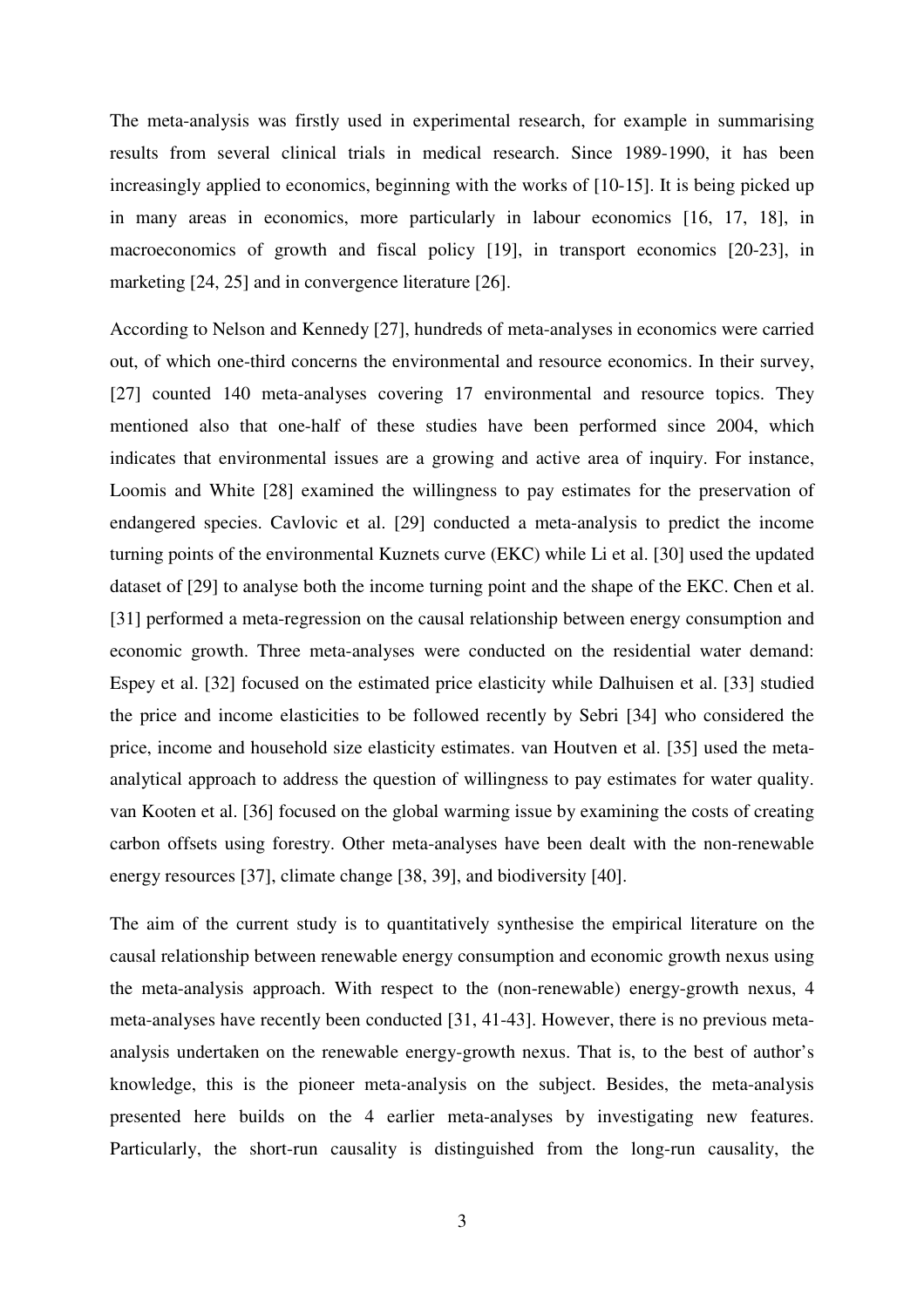The meta-analysis was firstly used in experimental research, for example in summarising results from several clinical trials in medical research. Since 1989-1990, it has been increasingly applied to economics, beginning with the works of [10-15]. It is being picked up in many areas in economics, more particularly in labour economics [16, 17, 18], in macroeconomics of growth and fiscal policy [19], in transport economics [20-23], in marketing [24, 25] and in convergence literature [26].

According to Nelson and Kennedy [27], hundreds of meta-analyses in economics were carried out, of which one-third concerns the environmental and resource economics. In their survey, [27] counted 140 meta-analyses covering 17 environmental and resource topics. They mentioned also that one-half of these studies have been performed since 2004, which indicates that environmental issues are a growing and active area of inquiry. For instance, Loomis and White [28] examined the willingness to pay estimates for the preservation of endangered species. Cavlovic et al. [29] conducted a meta-analysis to predict the income turning points of the environmental Kuznets curve (EKC) while Li et al. [30] used the updated dataset of [29] to analyse both the income turning point and the shape of the EKC. Chen et al. [31] performed a meta-regression on the causal relationship between energy consumption and economic growth. Three meta-analyses were conducted on the residential water demand: Espey et al. [32] focused on the estimated price elasticity while Dalhuisen et al. [33] studied the price and income elasticities to be followed recently by Sebri [34] who considered the price, income and household size elasticity estimates. van Houtven et al. [35] used the meta-analytical approach to address the question of willingness to pay estimates for water quality. van Kooten et al. [36] focused on the global warming issue by examining the costs of creating carbon offsets using forestry. Other meta-analyses have been dealt with the non-renewable energy resources [37], climate change [38, 39], and biodiversity [40].

The aim of the current study is to quantitatively synthesise the empirical literature on the causal relationship between renewable energy consumption and economic growth nexus using the meta-analysis approach. With respect to the (non-renewable) energy-growth nexus, 4 meta-analyses have recently been conducted [31, 41-43]. However, there is no previous meta-analysis undertaken on the renewable energy-growth nexus. That is, to the best of author's knowledge, this is the pioneer meta-analysis on the subject. Besides, the meta-analysis presented here builds on the 4 earlier meta-analyses by investigating new features. Particularly, the short-run causality is distinguished from the long-run causality, the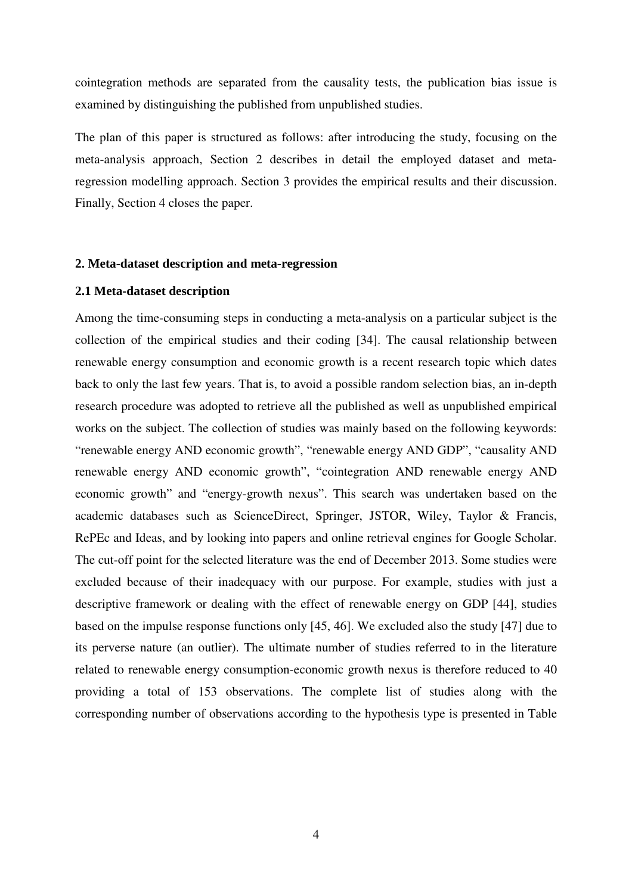cointegration methods are separated from the causality tests, the publication bias issue is examined by distinguishing the published from unpublished studies.

The plan of this paper is structured as follows: after introducing the study, focusing on the meta-analysis approach, Section 2 describes in detail the employed dataset and meta-regression modelling approach. Section 3 provides the empirical results and their discussion. Finally, Section 4 closes the paper.

## 2. Meta-dataset description and meta-regression

### 2.1 Meta-dataset description

Among the time-consuming steps in conducting a meta-analysis on a particular subject is the collection of the empirical studies and their coding [34]. The causal relationship between renewable energy consumption and economic growth is a recent research topic which dates back to only the last few years. That is, to avoid a possible random selection bias, an in-depth research procedure was adopted to retrieve all the published as well as unpublished empirical works on the subject. The collection of studies was mainly based on the following keywords: "renewable energy AND economic growth", "renewable energy AND GDP", "causality AND renewable energy AND economic growth", "cointegration AND renewable energy AND economic growth" and "energy-growth nexus". This search was undertaken based on the academic databases such as ScienceDirect, Springer, JSTOR, Wiley, Taylor & Francis, RePEc and Ideas, and by looking into papers and online retrieval engines for Google Scholar. The cut-off point for the selected literature was the end of December 2013. Some studies were excluded because of their inadequacy with our purpose. For example, studies with just a descriptive framework or dealing with the effect of renewable energy on GDP [44], studies based on the impulse response functions only [45, 46]. We excluded also the study [47] due to its perverse nature (an outlier). The ultimate number of studies referred to in the literature related to renewable energy consumption-economic growth nexus is therefore reduced to 40 providing a total of 153 observations. The complete list of studies along with the corresponding number of observations according to the hypothesis type is presented in Table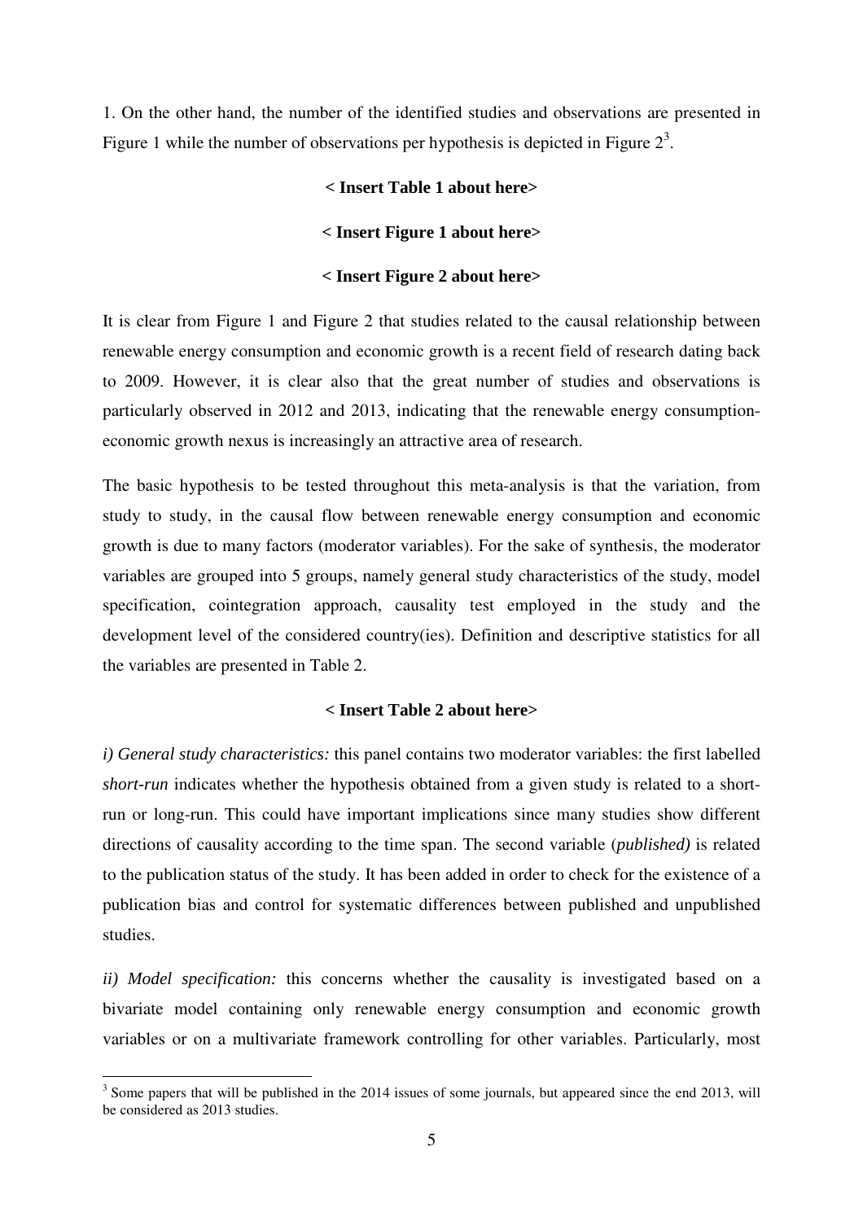1. On the other hand, the number of the identified studies and observations are presented in Figure 1 while the number of observations per hypothesis is depicted in Figure 2[3].

**< Insert Table 1 about here>**

**< Insert Figure 1 about here>**

**< Insert Figure 2 about here>**

It is clear from Figure 1 and Figure 2 that studies related to the causal relationship between renewable energy consumption and economic growth is a recent field of research dating back to 2009. However, it is clear also that the great number of studies and observations is particularly observed in 2012 and 2013, indicating that the renewable energy consumption-economic growth nexus is increasingly an attractive area of research.

The basic hypothesis to be tested throughout this meta-analysis is that the variation, from study to study, in the causal flow between renewable energy consumption and economic growth is due to many factors (moderator variables). For the sake of synthesis, the moderator variables are grouped into 5 groups, namely general study characteristics of the study, model specification, cointegration approach, causality test employed in the study and the development level of the considered country(ies). Definition and descriptive statistics for all the variables are presented in Table 2.

**< Insert Table 2 about here>**

*i) General study characteristics:* this panel contains two moderator variables: the first labelled *short-run* indicates whether the hypothesis obtained from a given study is related to a short-run or long-run. This could have important implications since many studies show different directions of causality according to the time span. The second variable (*published)* is related to the publication status of the study. It has been added in order to check for the existence of a publication bias and control for systematic differences between published and unpublished studies.

*ii) Model specification:* this concerns whether the causality is investigated based on a bivariate model containing only renewable energy consumption and economic growth variables or on a multivariate framework controlling for other variables. Particularly, most

[3] Some papers that will be published in the 2014 issues of some journals, but appeared since the end 2013, will be considered as 2013 studies.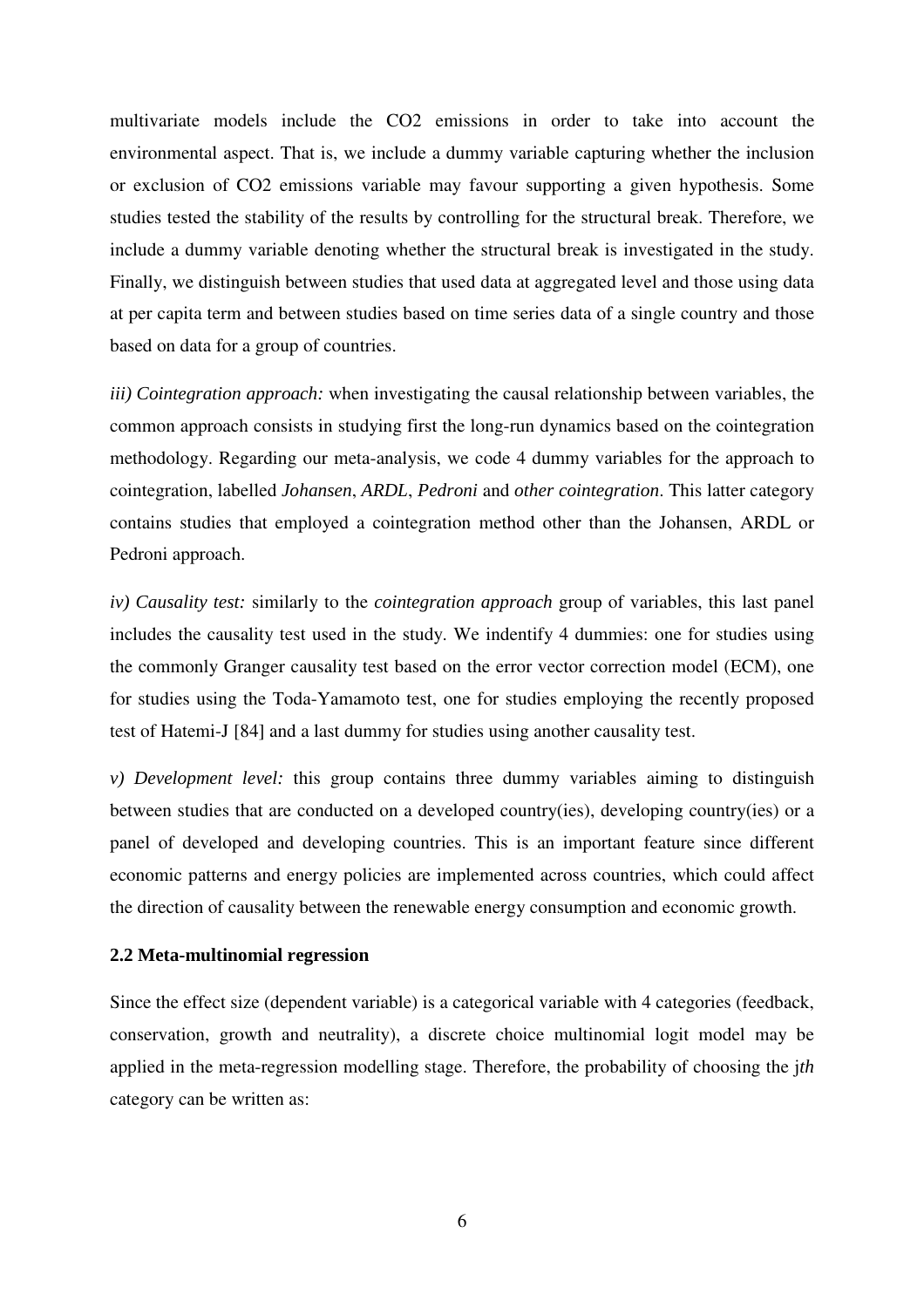multivariate models include the $CO_2$ emissions in order to take into account the environmental aspect. That is, we include a dummy variable capturing whether the inclusion or exclusion of $CO_2$ emissions variable may favour supporting a given hypothesis. Some studies tested the stability of the results by controlling for the structural break. Therefore, we include a dummy variable denoting whether the structural break is investigated in the study. Finally, we distinguish between studies that used data at aggregated level and those using data at per capita term and between studies based on time series data of a single country and those based on data for a group of countries.

*iii) Cointegration approach:* when investigating the causal relationship between variables, the common approach consists in studying first the long-run dynamics based on the cointegration methodology. Regarding our meta-analysis, we code 4 dummy variables for the approach to cointegration, labelled *Johansen*, *ARDL*, *Pedroni* and *other cointegration*. This latter category contains studies that employed a cointegration method other than the Johansen, ARDL or Pedroni approach.

*iv) Causality test:* similarly to the *cointegration approach* group of variables, this last panel includes the causality test used in the study. We indentify 4 dummies: one for studies using the commonly Granger causality test based on the error vector correction model (ECM), one for studies using the Toda-Yamamoto test, one for studies employing the recently proposed test of Hatemi-J [84] and a last dummy for studies using another causality test.

*v) Development level:* this group contains three dummy variables aiming to distinguish between studies that are conducted on a developed country(ies), developing country(ies) or a panel of developed and developing countries. This is an important feature since different economic patterns and energy policies are implemented across countries, which could affect the direction of causality between the renewable energy consumption and economic growth.

### 2.2 Meta-multinomial regression

Since the effect size (dependent variable) is a categorical variable with 4 categories (feedback, conservation, growth and neutrality), a discrete choice multinomial logit model may be applied in the meta-regression modelling stage. Therefore, the probability of choosing the *jth* category can be written as: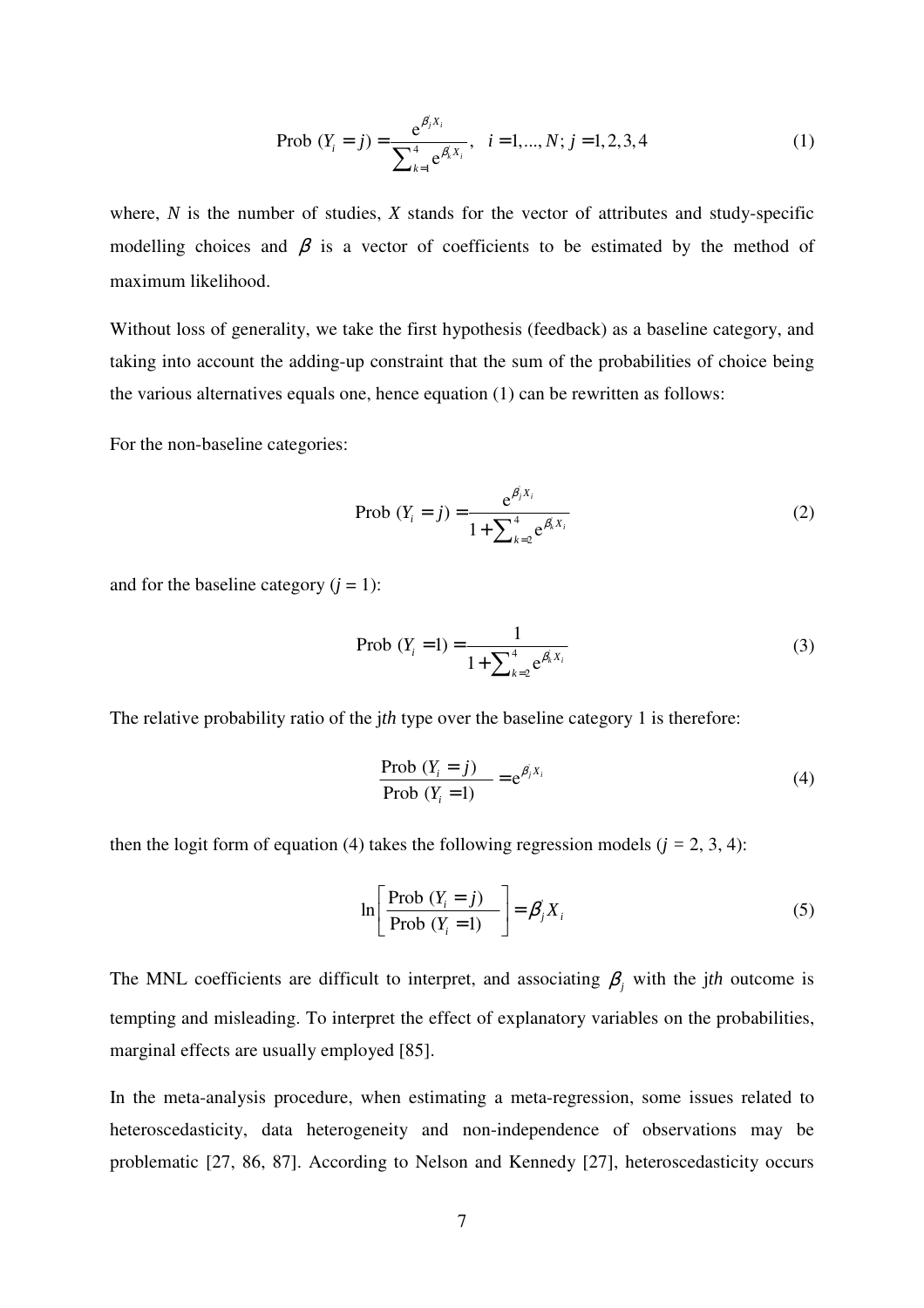$$\text{Prob } (Y_i = j) = \frac{e^{\beta_j' X_i}}{\sum_{k=1}^{4} e^{\beta_k' X_i}}, \quad i = 1, ..., N;\; j = 1, 2, 3, 4 \tag{1}$$

where, $N$ is the number of studies, $X$ stands for the vector of attributes and study-specific modelling choices and $\beta$ is a vector of coefficients to be estimated by the method of maximum likelihood.

Without loss of generality, we take the first hypothesis (feedback) as a baseline category, and taking into account the adding-up constraint that the sum of the probabilities of choice being the various alternatives equals one, hence equation (1) can be rewritten as follows:

For the non-baseline categories:

$$\text{Prob } (Y_i = j) = \frac{e^{\beta_j' X_i}}{1 + \sum_{k=2}^{4} e^{\beta_k' X_i}} \tag{2}$$

and for the baseline category ($j$ = 1):

$$\text{Prob } (Y_i = 1) = \frac{1}{1 + \sum_{k=2}^{4} e^{\beta_k' X_i}} \tag{3}$$

The relative probability ratio of the j*th* type over the baseline category 1 is therefore:

$$\frac{\text{Prob } (Y_i = j)}{\text{Prob } (Y_i = 1)} = e^{\beta_j' X_i} \tag{4}$$

then the logit form of equation (4) takes the following regression models ($j$ = 2, 3, 4):

$$\ln\left[\frac{\text{Prob } (Y_i = j)}{\text{Prob } (Y_i = 1)}\right] = \beta_j' X_i \tag{5}$$

The MNL coefficients are difficult to interpret, and associating $\beta_j$ with the j*th* outcome is tempting and misleading. To interpret the effect of explanatory variables on the probabilities, marginal effects are usually employed [85].

In the meta-analysis procedure, when estimating a meta-regression, some issues related to heteroscedasticity, data heterogeneity and non-independence of observations may be problematic [27, 86, 87]. According to Nelson and Kennedy [27], heteroscedasticity occurs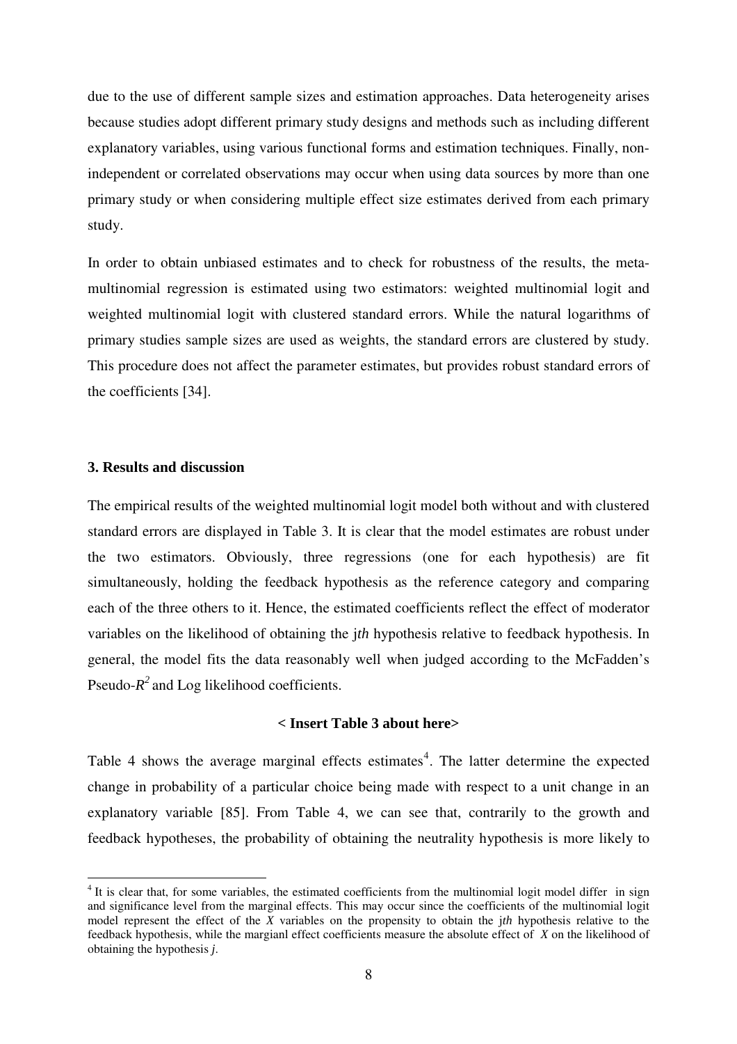due to the use of different sample sizes and estimation approaches. Data heterogeneity arises because studies adopt different primary study designs and methods such as including different explanatory variables, using various functional forms and estimation techniques. Finally, non-independent or correlated observations may occur when using data sources by more than one primary study or when considering multiple effect size estimates derived from each primary study.

In order to obtain unbiased estimates and to check for robustness of the results, the meta-multinomial regression is estimated using two estimators: weighted multinomial logit and weighted multinomial logit with clustered standard errors. While the natural logarithms of primary studies sample sizes are used as weights, the standard errors are clustered by study. This procedure does not affect the parameter estimates, but provides robust standard errors of the coefficients [34].

### 3. Results and discussion

The empirical results of the weighted multinomial logit model both without and with clustered standard errors are displayed in Table 3. It is clear that the model estimates are robust under the two estimators. Obviously, three regressions (one for each hypothesis) are fit simultaneously, holding the feedback hypothesis as the reference category and comparing each of the three others to it. Hence, the estimated coefficients reflect the effect of moderator variables on the likelihood of obtaining the j*th* hypothesis relative to feedback hypothesis. In general, the model fits the data reasonably well when judged according to the McFadden's Pseudo-$R^2$ and Log likelihood coefficients.

**< Insert Table 3 about here>**

Table 4 shows the average marginal effects estimates[4]. The latter determine the expected change in probability of a particular choice being made with respect to a unit change in an explanatory variable [85]. From Table 4, we can see that, contrarily to the growth and feedback hypotheses, the probability of obtaining the neutrality hypothesis is more likely to

[4] It is clear that, for some variables, the estimated coefficients from the multinomial logit model differ in sign and significance level from the marginal effects. This may occur since the coefficients of the multinomial logit model represent the effect of the *X* variables on the propensity to obtain the j*th* hypothesis relative to the feedback hypothesis, while the margianl effect coefficients measure the absolute effect of *X* on the likelihood of obtaining the hypothesis *j*.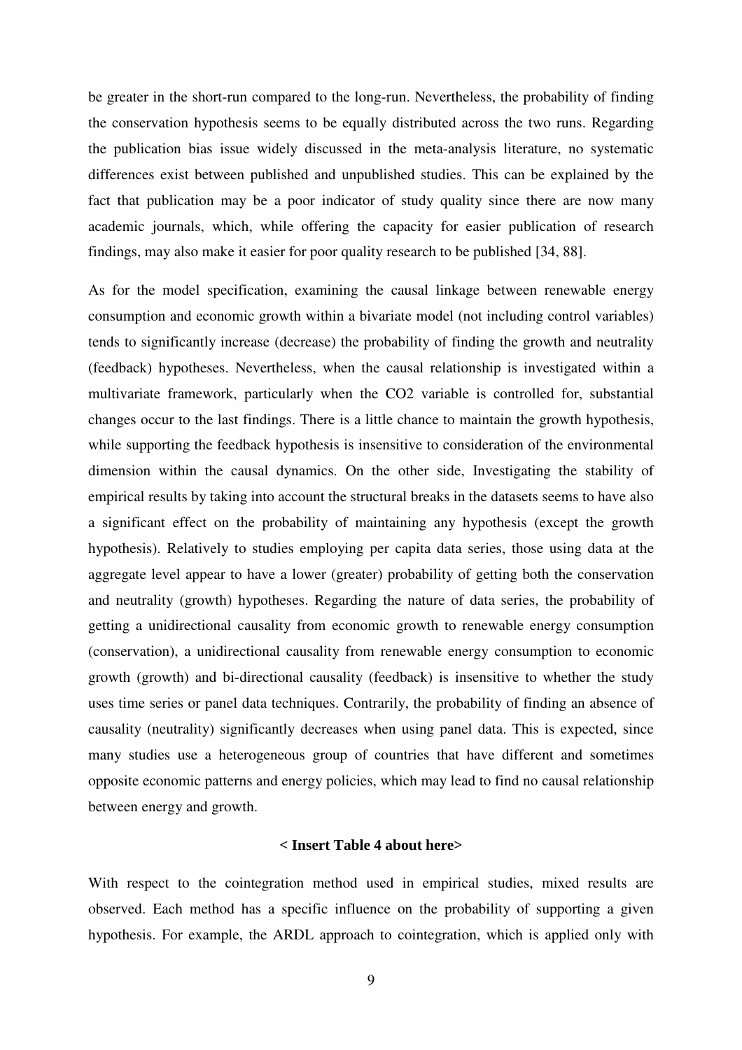be greater in the short-run compared to the long-run. Nevertheless, the probability of finding the conservation hypothesis seems to be equally distributed across the two runs. Regarding the publication bias issue widely discussed in the meta-analysis literature, no systematic differences exist between published and unpublished studies. This can be explained by the fact that publication may be a poor indicator of study quality since there are now many academic journals, which, while offering the capacity for easier publication of research findings, may also make it easier for poor quality research to be published [34, 88].

As for the model specification, examining the causal linkage between renewable energy consumption and economic growth within a bivariate model (not including control variables) tends to significantly increase (decrease) the probability of finding the growth and neutrality (feedback) hypotheses. Nevertheless, when the causal relationship is investigated within a multivariate framework, particularly when the $CO_2$ variable is controlled for, substantial changes occur to the last findings. There is a little chance to maintain the growth hypothesis, while supporting the feedback hypothesis is insensitive to consideration of the environmental dimension within the causal dynamics. On the other side, Investigating the stability of empirical results by taking into account the structural breaks in the datasets seems to have also a significant effect on the probability of maintaining any hypothesis (except the growth hypothesis). Relatively to studies employing per capita data series, those using data at the aggregate level appear to have a lower (greater) probability of getting both the conservation and neutrality (growth) hypotheses. Regarding the nature of data series, the probability of getting a unidirectional causality from economic growth to renewable energy consumption (conservation), a unidirectional causality from renewable energy consumption to economic growth (growth) and bi-directional causality (feedback) is insensitive to whether the study uses time series or panel data techniques. Contrarily, the probability of finding an absence of causality (neutrality) significantly decreases when using panel data. This is expected, since many studies use a heterogeneous group of countries that have different and sometimes opposite economic patterns and energy policies, which may lead to find no causal relationship between energy and growth.

**< Insert Table 4 about here>**

With respect to the cointegration method used in empirical studies, mixed results are observed. Each method has a specific influence on the probability of supporting a given hypothesis. For example, the ARDL approach to cointegration, which is applied only with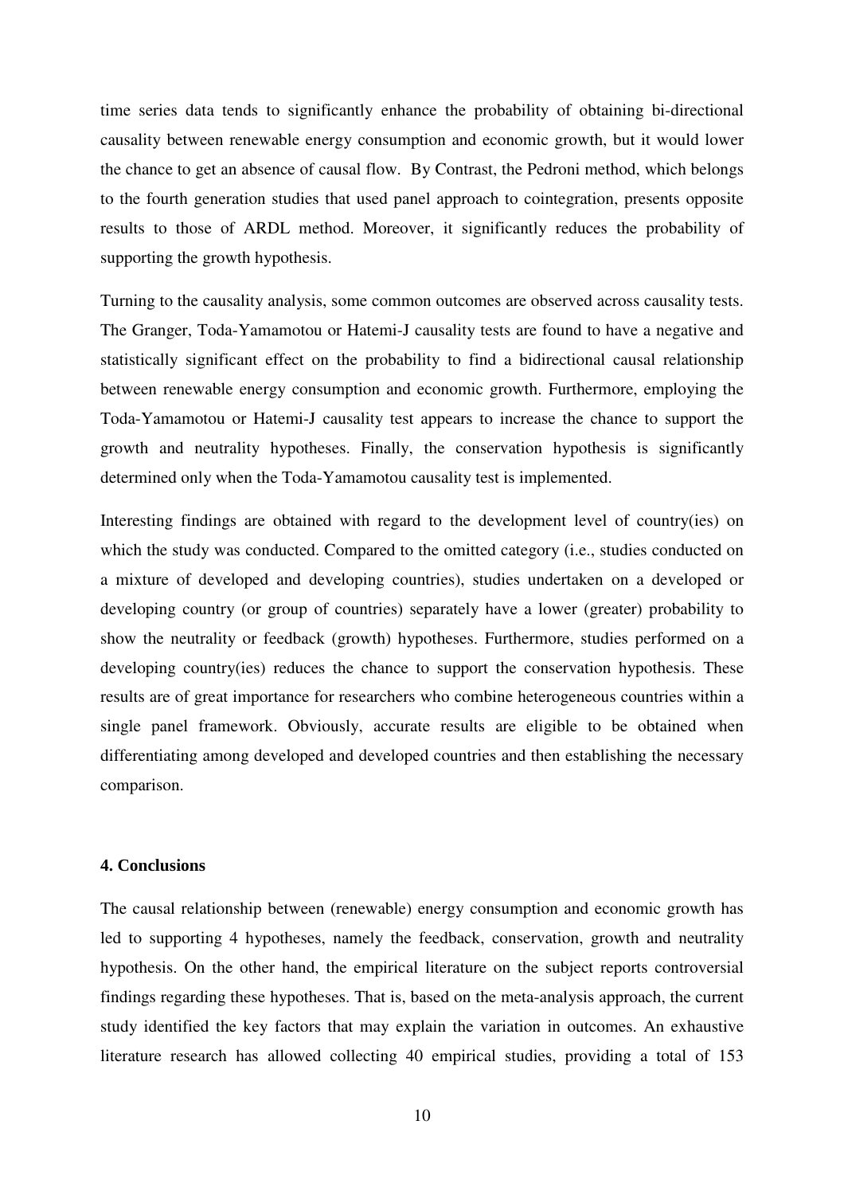time series data tends to significantly enhance the probability of obtaining bi-directional causality between renewable energy consumption and economic growth, but it would lower the chance to get an absence of causal flow. By Contrast, the Pedroni method, which belongs to the fourth generation studies that used panel approach to cointegration, presents opposite results to those of ARDL method. Moreover, it significantly reduces the probability of supporting the growth hypothesis.

Turning to the causality analysis, some common outcomes are observed across causality tests. The Granger, Toda-Yamamotou or Hatemi-J causality tests are found to have a negative and statistically significant effect on the probability to find a bidirectional causal relationship between renewable energy consumption and economic growth. Furthermore, employing the Toda-Yamamotou or Hatemi-J causality test appears to increase the chance to support the growth and neutrality hypotheses. Finally, the conservation hypothesis is significantly determined only when the Toda-Yamamotou causality test is implemented.

Interesting findings are obtained with regard to the development level of country(ies) on which the study was conducted. Compared to the omitted category (i.e., studies conducted on a mixture of developed and developing countries), studies undertaken on a developed or developing country (or group of countries) separately have a lower (greater) probability to show the neutrality or feedback (growth) hypotheses. Furthermore, studies performed on a developing country(ies) reduces the chance to support the conservation hypothesis. These results are of great importance for researchers who combine heterogeneous countries within a single panel framework. Obviously, accurate results are eligible to be obtained when differentiating among developed and developed countries and then establishing the necessary comparison.

### 4. Conclusions

The causal relationship between (renewable) energy consumption and economic growth has led to supporting 4 hypotheses, namely the feedback, conservation, growth and neutrality hypothesis. On the other hand, the empirical literature on the subject reports controversial findings regarding these hypotheses. That is, based on the meta-analysis approach, the current study identified the key factors that may explain the variation in outcomes. An exhaustive literature research has allowed collecting 40 empirical studies, providing a total of 153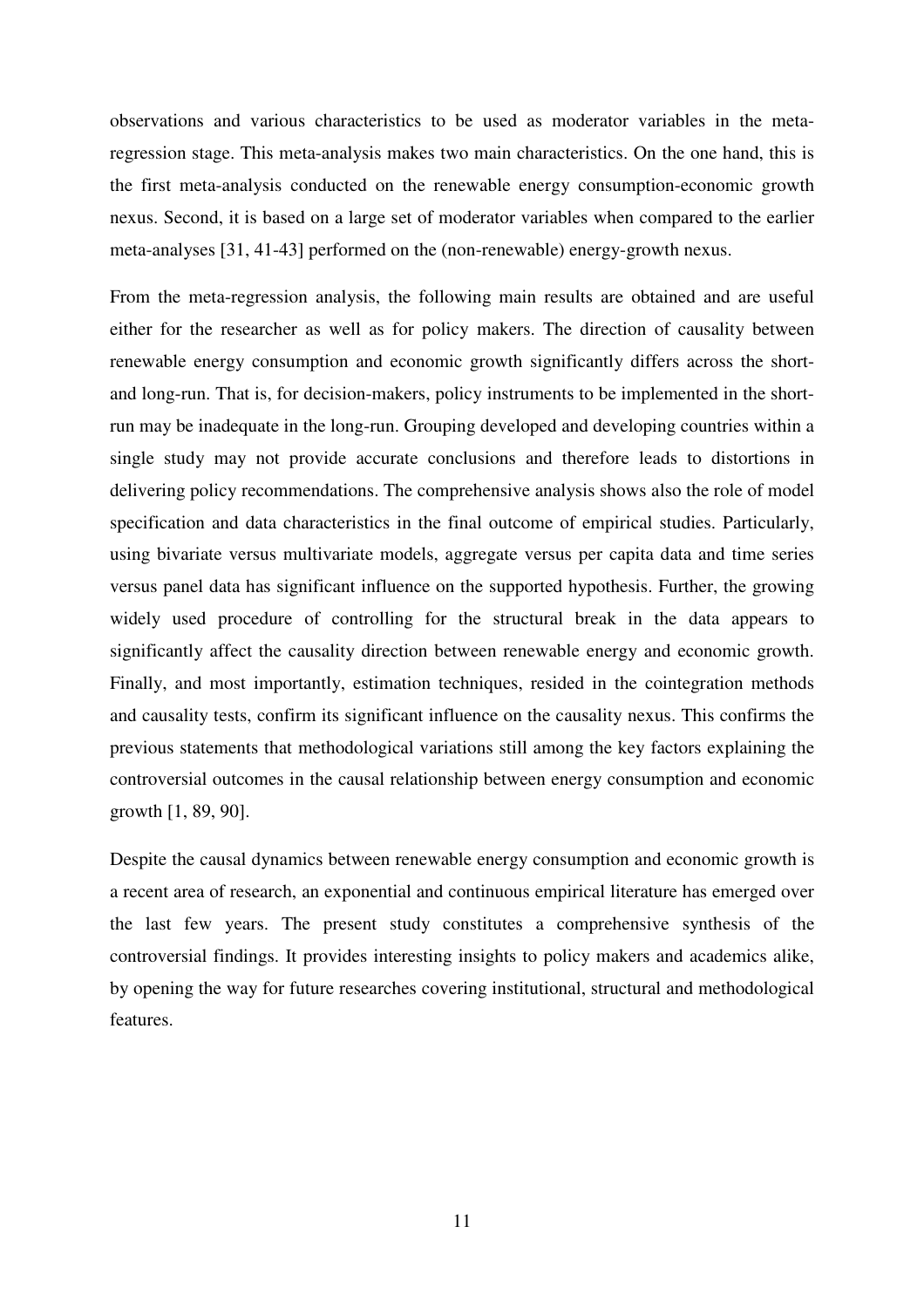observations and various characteristics to be used as moderator variables in the meta-regression stage. This meta-analysis makes two main characteristics. On the one hand, this is the first meta-analysis conducted on the renewable energy consumption-economic growth nexus. Second, it is based on a large set of moderator variables when compared to the earlier meta-analyses [31, 41-43] performed on the (non-renewable) energy-growth nexus.

From the meta-regression analysis, the following main results are obtained and are useful either for the researcher as well as for policy makers. The direction of causality between renewable energy consumption and economic growth significantly differs across the short- and long-run. That is, for decision-makers, policy instruments to be implemented in the short-run may be inadequate in the long-run. Grouping developed and developing countries within a single study may not provide accurate conclusions and therefore leads to distortions in delivering policy recommendations. The comprehensive analysis shows also the role of model specification and data characteristics in the final outcome of empirical studies. Particularly, using bivariate versus multivariate models, aggregate versus per capita data and time series versus panel data has significant influence on the supported hypothesis. Further, the growing widely used procedure of controlling for the structural break in the data appears to significantly affect the causality direction between renewable energy and economic growth. Finally, and most importantly, estimation techniques, resided in the cointegration methods and causality tests, confirm its significant influence on the causality nexus. This confirms the previous statements that methodological variations still among the key factors explaining the controversial outcomes in the causal relationship between energy consumption and economic growth [1, 89, 90].

Despite the causal dynamics between renewable energy consumption and economic growth is a recent area of research, an exponential and continuous empirical literature has emerged over the last few years. The present study constitutes a comprehensive synthesis of the controversial findings. It provides interesting insights to policy makers and academics alike, by opening the way for future researches covering institutional, structural and methodological features.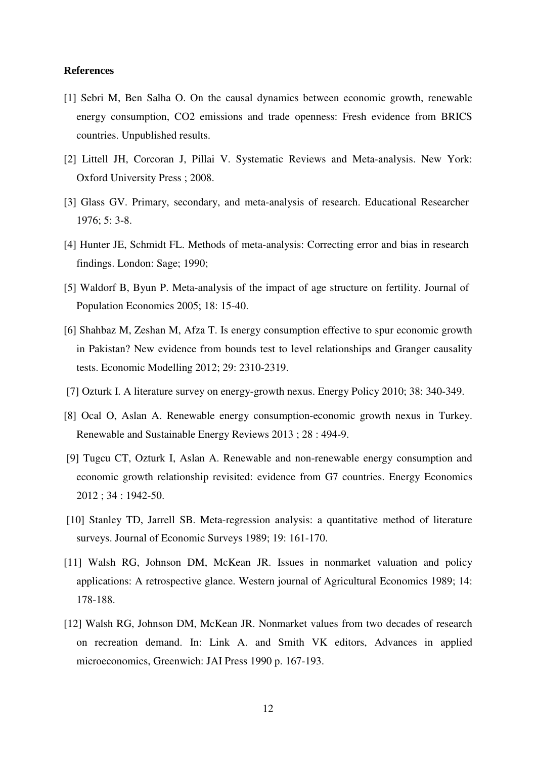**References**

[1] Sebri M, Ben Salha O. On the causal dynamics between economic growth, renewable energy consumption, CO2 emissions and trade openness: Fresh evidence from BRICS countries. Unpublished results.

[2] Littell JH, Corcoran J, Pillai V. Systematic Reviews and Meta-analysis. New York: Oxford University Press ; 2008.

[3] Glass GV. Primary, secondary, and meta-analysis of research. Educational Researcher 1976; 5: 3-8.

[4] Hunter JE, Schmidt FL. Methods of meta-analysis: Correcting error and bias in research findings. London: Sage; 1990;

[5] Waldorf B, Byun P. Meta-analysis of the impact of age structure on fertility. Journal of Population Economics 2005; 18: 15-40.

[6] Shahbaz M, Zeshan M, Afza T. Is energy consumption effective to spur economic growth in Pakistan? New evidence from bounds test to level relationships and Granger causality tests. Economic Modelling 2012; 29: 2310-2319.

[7] Ozturk I. A literature survey on energy-growth nexus. Energy Policy 2010; 38: 340-349.

[8] Ocal O, Aslan A. Renewable energy consumption-economic growth nexus in Turkey. Renewable and Sustainable Energy Reviews 2013 ; 28 : 494-9.

[9] Tugcu CT, Ozturk I, Aslan A. Renewable and non-renewable energy consumption and economic growth relationship revisited: evidence from G7 countries. Energy Economics 2012 ; 34 : 1942-50.

[10] Stanley TD, Jarrell SB. Meta-regression analysis: a quantitative method of literature surveys. Journal of Economic Surveys 1989; 19: 161-170.

[11] Walsh RG, Johnson DM, McKean JR. Issues in nonmarket valuation and policy applications: A retrospective glance. Western journal of Agricultural Economics 1989; 14: 178-188.

[12] Walsh RG, Johnson DM, McKean JR. Nonmarket values from two decades of research on recreation demand. In: Link A. and Smith VK editors, Advances in applied microeconomics, Greenwich: JAI Press 1990 p. 167-193.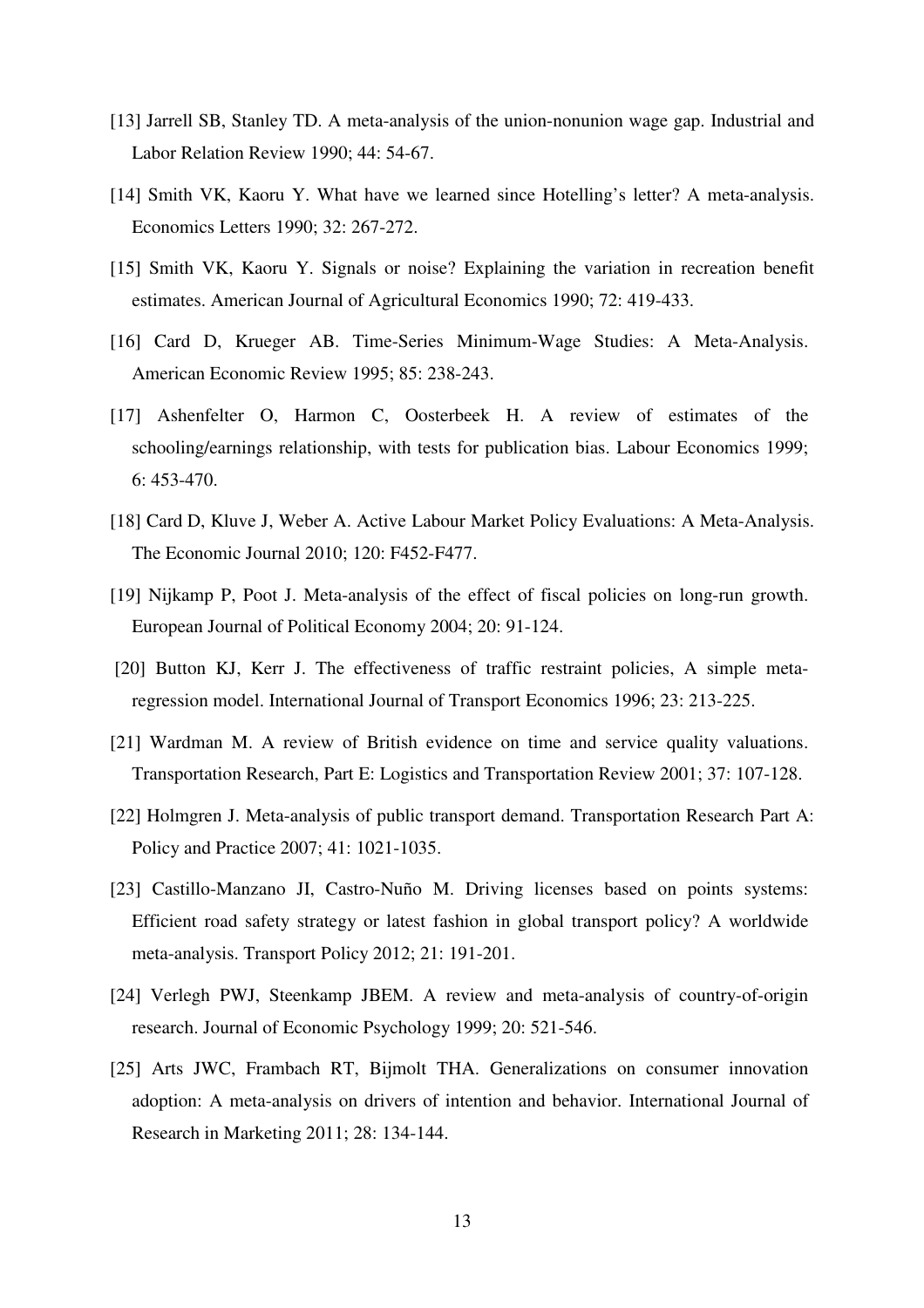[13] Jarrell SB, Stanley TD. A meta-analysis of the union-nonunion wage gap. Industrial and Labor Relation Review 1990; 44: 54-67.

[14] Smith VK, Kaoru Y. What have we learned since Hotelling's letter? A meta-analysis. Economics Letters 1990; 32: 267-272.

[15] Smith VK, Kaoru Y. Signals or noise? Explaining the variation in recreation benefit estimates. American Journal of Agricultural Economics 1990; 72: 419-433.

[16] Card D, Krueger AB. Time-Series Minimum-Wage Studies: A Meta-Analysis. American Economic Review 1995; 85: 238-243.

[17] Ashenfelter O, Harmon C, Oosterbeek H. A review of estimates of the schooling/earnings relationship, with tests for publication bias. Labour Economics 1999; 6: 453-470.

[18] Card D, Kluve J, Weber A. Active Labour Market Policy Evaluations: A Meta-Analysis. The Economic Journal 2010; 120: F452-F477.

[19] Nijkamp P, Poot J. Meta-analysis of the effect of fiscal policies on long-run growth. European Journal of Political Economy 2004; 20: 91-124.

[20] Button KJ, Kerr J. The effectiveness of traffic restraint policies, A simple meta-regression model. International Journal of Transport Economics 1996; 23: 213-225.

[21] Wardman M. A review of British evidence on time and service quality valuations. Transportation Research, Part E: Logistics and Transportation Review 2001; 37: 107-128.

[22] Holmgren J. Meta-analysis of public transport demand. Transportation Research Part A: Policy and Practice 2007; 41: 1021-1035.

[23] Castillo-Manzano JI, Castro-Nuño M. Driving licenses based on points systems: Efficient road safety strategy or latest fashion in global transport policy? A worldwide meta-analysis. Transport Policy 2012; 21: 191-201.

[24] Verlegh PWJ, Steenkamp JBEM. A review and meta-analysis of country-of-origin research. Journal of Economic Psychology 1999; 20: 521-546.

[25] Arts JWC, Frambach RT, Bijmolt THA. Generalizations on consumer innovation adoption: A meta-analysis on drivers of intention and behavior. International Journal of Research in Marketing 2011; 28: 134-144.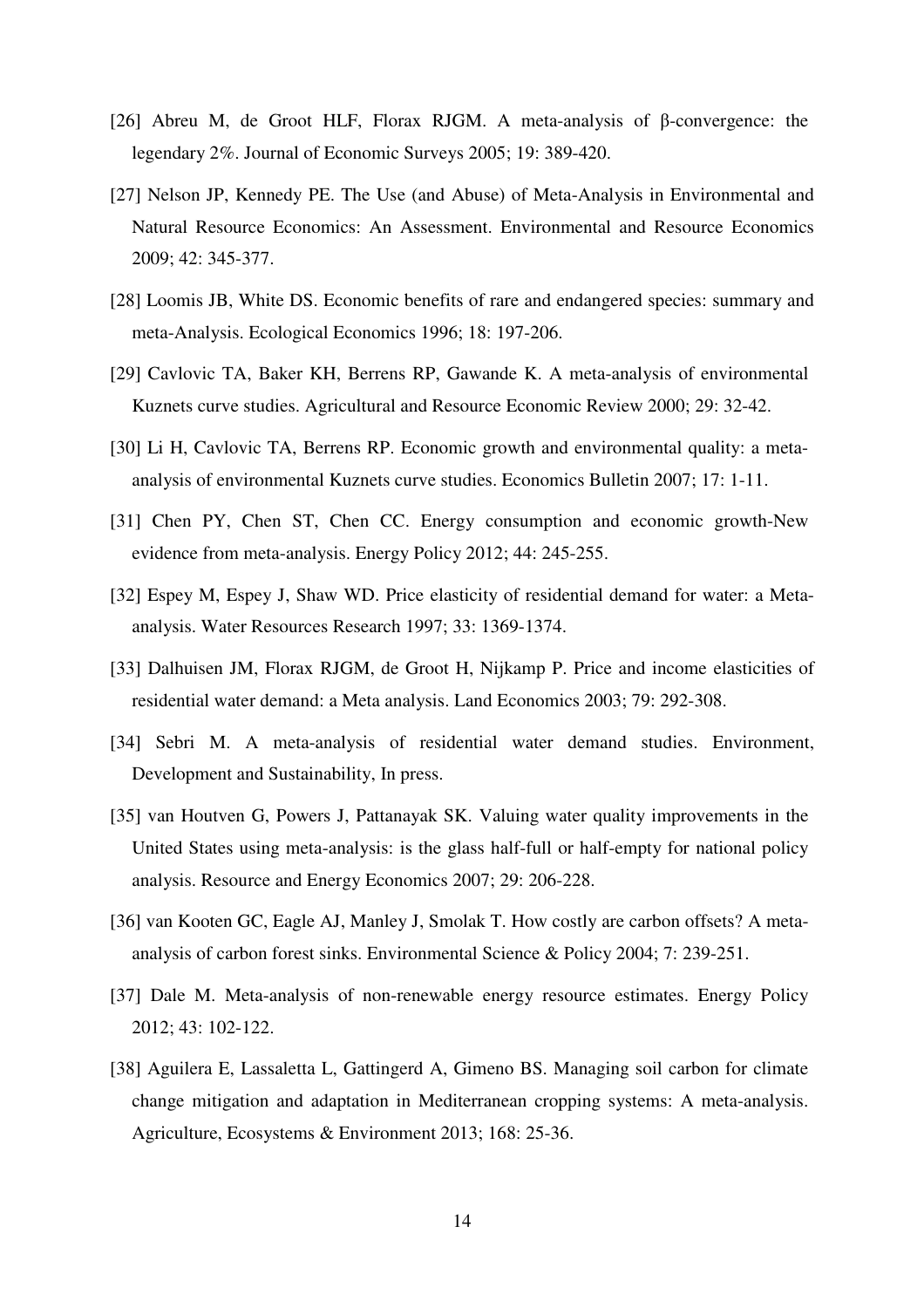[26] Abreu M, de Groot HLF, Florax RJGM. A meta-analysis of β-convergence: the legendary 2%. Journal of Economic Surveys 2005; 19: 389-420.

[27] Nelson JP, Kennedy PE. The Use (and Abuse) of Meta-Analysis in Environmental and Natural Resource Economics: An Assessment. Environmental and Resource Economics 2009; 42: 345-377.

[28] Loomis JB, White DS. Economic benefits of rare and endangered species: summary and meta-Analysis. Ecological Economics 1996; 18: 197-206.

[29] Cavlovic TA, Baker KH, Berrens RP, Gawande K. A meta-analysis of environmental Kuznets curve studies. Agricultural and Resource Economic Review 2000; 29: 32-42.

[30] Li H, Cavlovic TA, Berrens RP. Economic growth and environmental quality: a meta-analysis of environmental Kuznets curve studies. Economics Bulletin 2007; 17: 1-11.

[31] Chen PY, Chen ST, Chen CC. Energy consumption and economic growth-New evidence from meta-analysis. Energy Policy 2012; 44: 245-255.

[32] Espey M, Espey J, Shaw WD. Price elasticity of residential demand for water: a Meta-analysis. Water Resources Research 1997; 33: 1369-1374.

[33] Dalhuisen JM, Florax RJGM, de Groot H, Nijkamp P. Price and income elasticities of residential water demand: a Meta analysis. Land Economics 2003; 79: 292-308.

[34] Sebri M. A meta-analysis of residential water demand studies. Environment, Development and Sustainability, In press.

[35] van Houtven G, Powers J, Pattanayak SK. Valuing water quality improvements in the United States using meta-analysis: is the glass half-full or half-empty for national policy analysis. Resource and Energy Economics 2007; 29: 206-228.

[36] van Kooten GC, Eagle AJ, Manley J, Smolak T. How costly are carbon offsets? A meta-analysis of carbon forest sinks. Environmental Science & Policy 2004; 7: 239-251.

[37] Dale M. Meta-analysis of non-renewable energy resource estimates. Energy Policy 2012; 43: 102-122.

[38] Aguilera E, Lassaletta L, Gattingerd A, Gimeno BS. Managing soil carbon for climate change mitigation and adaptation in Mediterranean cropping systems: A meta-analysis. Agriculture, Ecosystems & Environment 2013; 168: 25-36.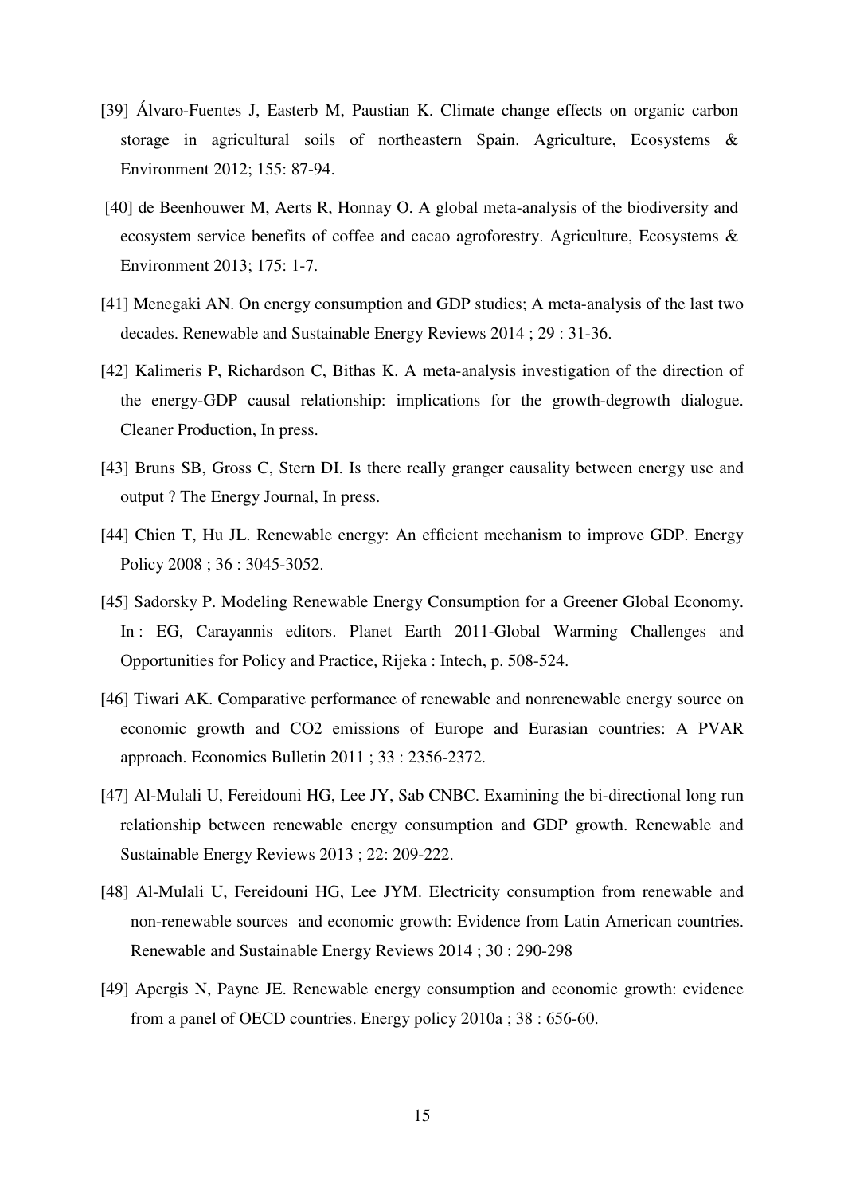[39] Álvaro-Fuentes J, Easterb M, Paustian K. Climate change effects on organic carbon storage in agricultural soils of northeastern Spain. Agriculture, Ecosystems & Environment 2012; 155: 87-94.

[40] de Beenhouwer M, Aerts R, Honnay O. A global meta-analysis of the biodiversity and ecosystem service benefits of coffee and cacao agroforestry. Agriculture, Ecosystems & Environment 2013; 175: 1-7.

[41] Menegaki AN. On energy consumption and GDP studies; A meta-analysis of the last two decades. Renewable and Sustainable Energy Reviews 2014 ; 29 : 31-36.

[42] Kalimeris P, Richardson C, Bithas K. A meta-analysis investigation of the direction of the energy-GDP causal relationship: implications for the growth-degrowth dialogue. Cleaner Production, In press.

[43] Bruns SB, Gross C, Stern DI. Is there really granger causality between energy use and output ? The Energy Journal, In press.

[44] Chien T, Hu JL. Renewable energy: An efficient mechanism to improve GDP. Energy Policy 2008 ; 36 : 3045-3052.

[45] Sadorsky P. Modeling Renewable Energy Consumption for a Greener Global Economy. In : EG, Carayannis editors. Planet Earth 2011-Global Warming Challenges and Opportunities for Policy and Practice*,* Rijeka : Intech, p. 508-524.

[46] Tiwari AK. Comparative performance of renewable and nonrenewable energy source on economic growth and CO2 emissions of Europe and Eurasian countries: A PVAR approach. Economics Bulletin 2011 ; 33 : 2356-2372.

[47] Al-Mulali U, Fereidouni HG, Lee JY, Sab CNBC. Examining the bi-directional long run relationship between renewable energy consumption and GDP growth. Renewable and Sustainable Energy Reviews 2013 ; 22: 209-222.

[48] Al-Mulali U, Fereidouni HG, Lee JYM. Electricity consumption from renewable and non-renewable sources and economic growth: Evidence from Latin American countries. Renewable and Sustainable Energy Reviews 2014 ; 30 : 290-298

[49] Apergis N, Payne JE. Renewable energy consumption and economic growth: evidence from a panel of OECD countries. Energy policy 2010a ; 38 : 656-60.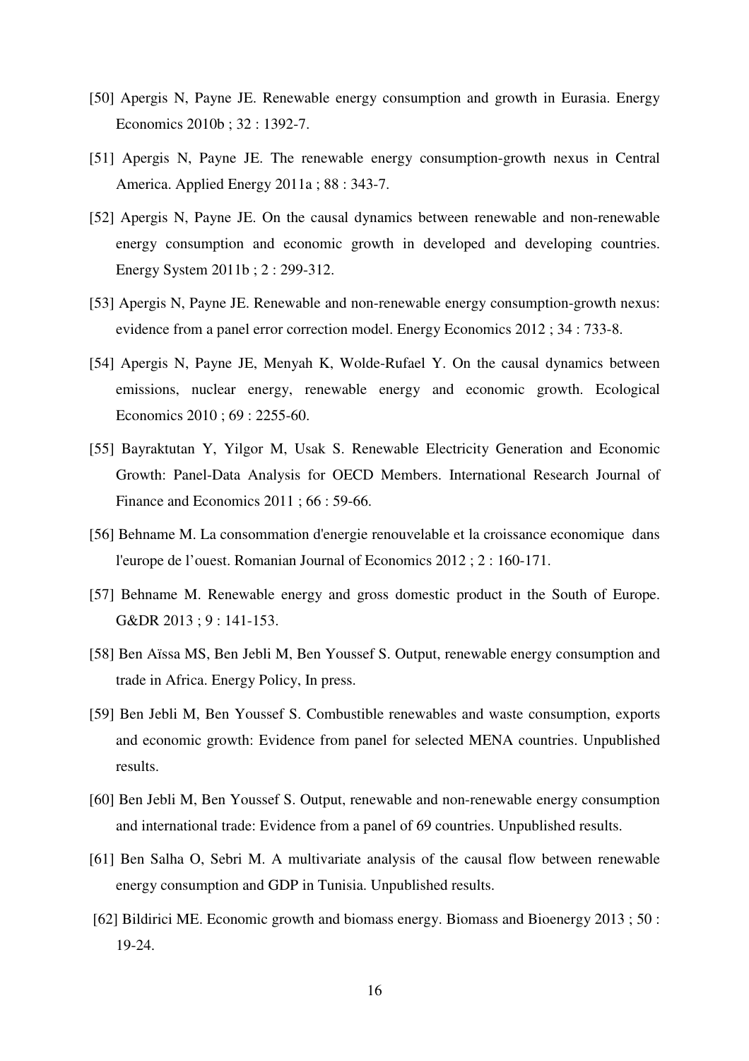[50] Apergis N, Payne JE. Renewable energy consumption and growth in Eurasia. Energy Economics 2010b ; 32 : 1392-7.

[51] Apergis N, Payne JE. The renewable energy consumption-growth nexus in Central America. Applied Energy 2011a ; 88 : 343-7.

[52] Apergis N, Payne JE. On the causal dynamics between renewable and non-renewable energy consumption and economic growth in developed and developing countries. Energy System 2011b ; 2 : 299-312.

[53] Apergis N, Payne JE. Renewable and non-renewable energy consumption-growth nexus: evidence from a panel error correction model. Energy Economics 2012 ; 34 : 733-8.

[54] Apergis N, Payne JE, Menyah K, Wolde-Rufael Y. On the causal dynamics between emissions, nuclear energy, renewable energy and economic growth. Ecological Economics 2010 ; 69 : 2255-60.

[55] Bayraktutan Y, Yilgor M, Usak S. Renewable Electricity Generation and Economic Growth: Panel-Data Analysis for OECD Members. International Research Journal of Finance and Economics 2011 ; 66 : 59-66.

[56] Behname M. La consommation d'energie renouvelable et la croissance economique dans l'europe de l'ouest. Romanian Journal of Economics 2012 ; 2 : 160-171.

[57] Behname M. Renewable energy and gross domestic product in the South of Europe. G&DR 2013 ; 9 : 141-153.

[58] Ben Aïssa MS, Ben Jebli M, Ben Youssef S. Output, renewable energy consumption and trade in Africa. Energy Policy, In press.

[59] Ben Jebli M, Ben Youssef S. Combustible renewables and waste consumption, exports and economic growth: Evidence from panel for selected MENA countries. Unpublished results.

[60] Ben Jebli M, Ben Youssef S. Output, renewable and non-renewable energy consumption and international trade: Evidence from a panel of 69 countries. Unpublished results.

[61] Ben Salha O, Sebri M. A multivariate analysis of the causal flow between renewable energy consumption and GDP in Tunisia. Unpublished results.

[62] Bildirici ME. Economic growth and biomass energy. Biomass and Bioenergy 2013 ; 50 : 19-24.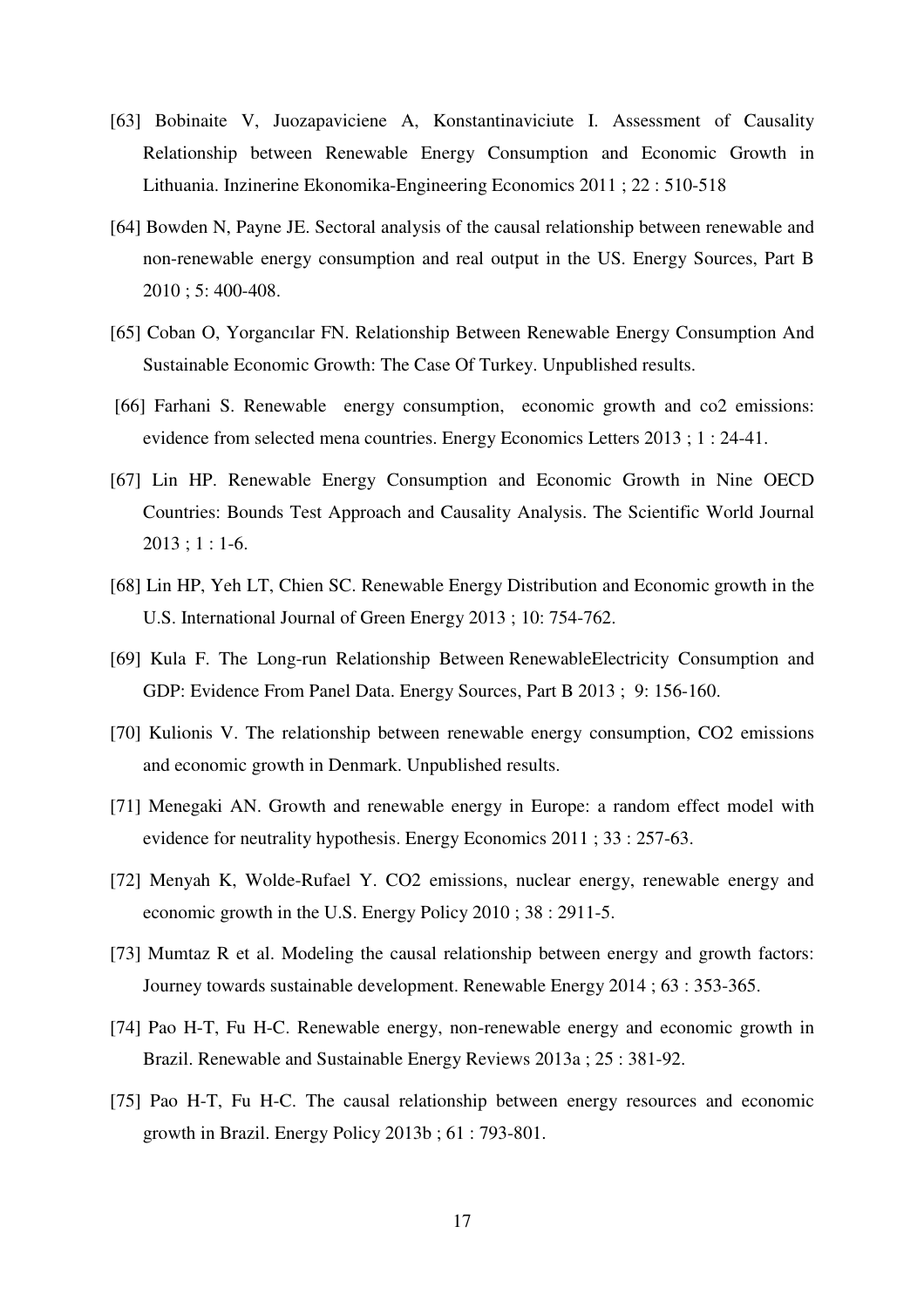[63] Bobinaite V, Juozapaviciene A, Konstantinaviciute I. Assessment of Causality Relationship between Renewable Energy Consumption and Economic Growth in Lithuania. Inzinerine Ekonomika-Engineering Economics 2011 ; 22 : 510-518

[64] Bowden N, Payne JE. Sectoral analysis of the causal relationship between renewable and non-renewable energy consumption and real output in the US. Energy Sources, Part B 2010 ; 5: 400-408.

[65] Coban O, Yorgancılar FN. Relationship Between Renewable Energy Consumption And Sustainable Economic Growth: The Case Of Turkey. Unpublished results.

[66] Farhani S. Renewable energy consumption, economic growth and co2 emissions: evidence from selected mena countries. Energy Economics Letters 2013 ; 1 : 24-41.

[67] Lin HP. Renewable Energy Consumption and Economic Growth in Nine OECD Countries: Bounds Test Approach and Causality Analysis. The Scientific World Journal 2013 ; 1 : 1-6.

[68] Lin HP, Yeh LT, Chien SC. Renewable Energy Distribution and Economic growth in the U.S. International Journal of Green Energy 2013 ; 10: 754-762.

[69] Kula F. The Long-run Relationship Between RenewableElectricity Consumption and GDP: Evidence From Panel Data. Energy Sources, Part B 2013 ; 9: 156-160.

[70] Kulionis V. The relationship between renewable energy consumption, CO2 emissions and economic growth in Denmark. Unpublished results.

[71] Menegaki AN. Growth and renewable energy in Europe: a random effect model with evidence for neutrality hypothesis. Energy Economics 2011 ; 33 : 257-63.

[72] Menyah K, Wolde-Rufael Y. CO2 emissions, nuclear energy, renewable energy and economic growth in the U.S. Energy Policy 2010 ; 38 : 2911-5.

[73] Mumtaz R et al. Modeling the causal relationship between energy and growth factors: Journey towards sustainable development. Renewable Energy 2014 ; 63 : 353-365.

[74] Pao H-T, Fu H-C. Renewable energy, non-renewable energy and economic growth in Brazil. Renewable and Sustainable Energy Reviews 2013a ; 25 : 381-92.

[75] Pao H-T, Fu H-C. The causal relationship between energy resources and economic growth in Brazil. Energy Policy 2013b ; 61 : 793-801.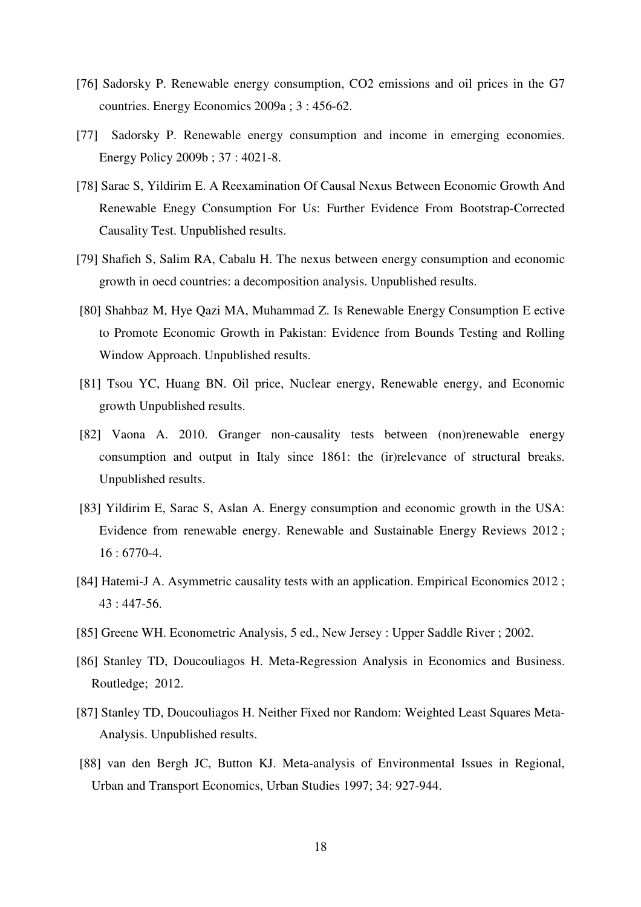[76] Sadorsky P. Renewable energy consumption, CO2 emissions and oil prices in the G7 countries. Energy Economics 2009a ; 3 : 456-62.

[77] Sadorsky P. Renewable energy consumption and income in emerging economies. Energy Policy 2009b ; 37 : 4021-8.

[78] Sarac S, Yildirim E. A Reexamination Of Causal Nexus Between Economic Growth And Renewable Enegy Consumption For Us: Further Evidence From Bootstrap-Corrected Causality Test. Unpublished results.

[79] Shafieh S, Salim RA, Cabalu H. The nexus between energy consumption and economic growth in oecd countries: a decomposition analysis. Unpublished results.

[80] Shahbaz M, Hye Qazi MA, Muhammad Z. Is Renewable Energy Consumption E ective to Promote Economic Growth in Pakistan: Evidence from Bounds Testing and Rolling Window Approach. Unpublished results.

[81] Tsou YC, Huang BN. Oil price, Nuclear energy, Renewable energy, and Economic growth Unpublished results.

[82] Vaona A. 2010. Granger non-causality tests between (non)renewable energy consumption and output in Italy since 1861: the (ir)relevance of structural breaks. Unpublished results.

[83] Yildirim E, Sarac S, Aslan A. Energy consumption and economic growth in the USA: Evidence from renewable energy. Renewable and Sustainable Energy Reviews 2012 ; 16 : 6770-4.

[84] Hatemi-J A. Asymmetric causality tests with an application. Empirical Economics 2012 ; 43 : 447-56.

[85] Greene WH. Econometric Analysis, 5 ed., New Jersey : Upper Saddle River ; 2002.

[86] Stanley TD, Doucouliagos H. Meta-Regression Analysis in Economics and Business. Routledge; 2012.

[87] Stanley TD, Doucouliagos H. Neither Fixed nor Random: Weighted Least Squares Meta-Analysis. Unpublished results.

[88] van den Bergh JC, Button KJ. Meta-analysis of Environmental Issues in Regional, Urban and Transport Economics, Urban Studies 1997; 34: 927-944.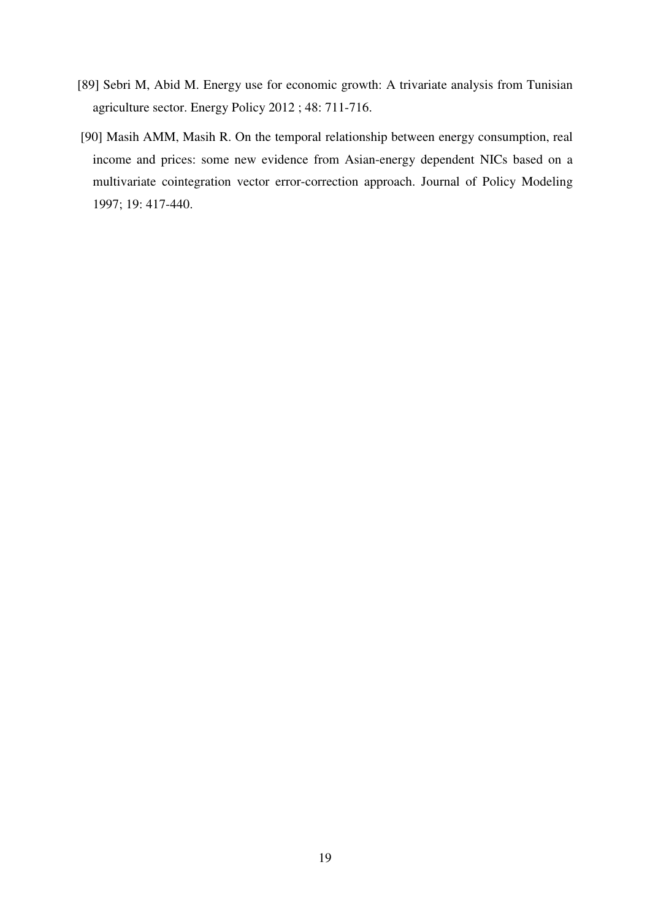[89] Sebri M, Abid M. Energy use for economic growth: A trivariate analysis from Tunisian agriculture sector. Energy Policy 2012 ; 48: 711-716.

[90] Masih AMM, Masih R. On the temporal relationship between energy consumption, real income and prices: some new evidence from Asian-energy dependent NICs based on a multivariate cointegration vector error-correction approach. Journal of Policy Modeling 1997; 19: 417-440.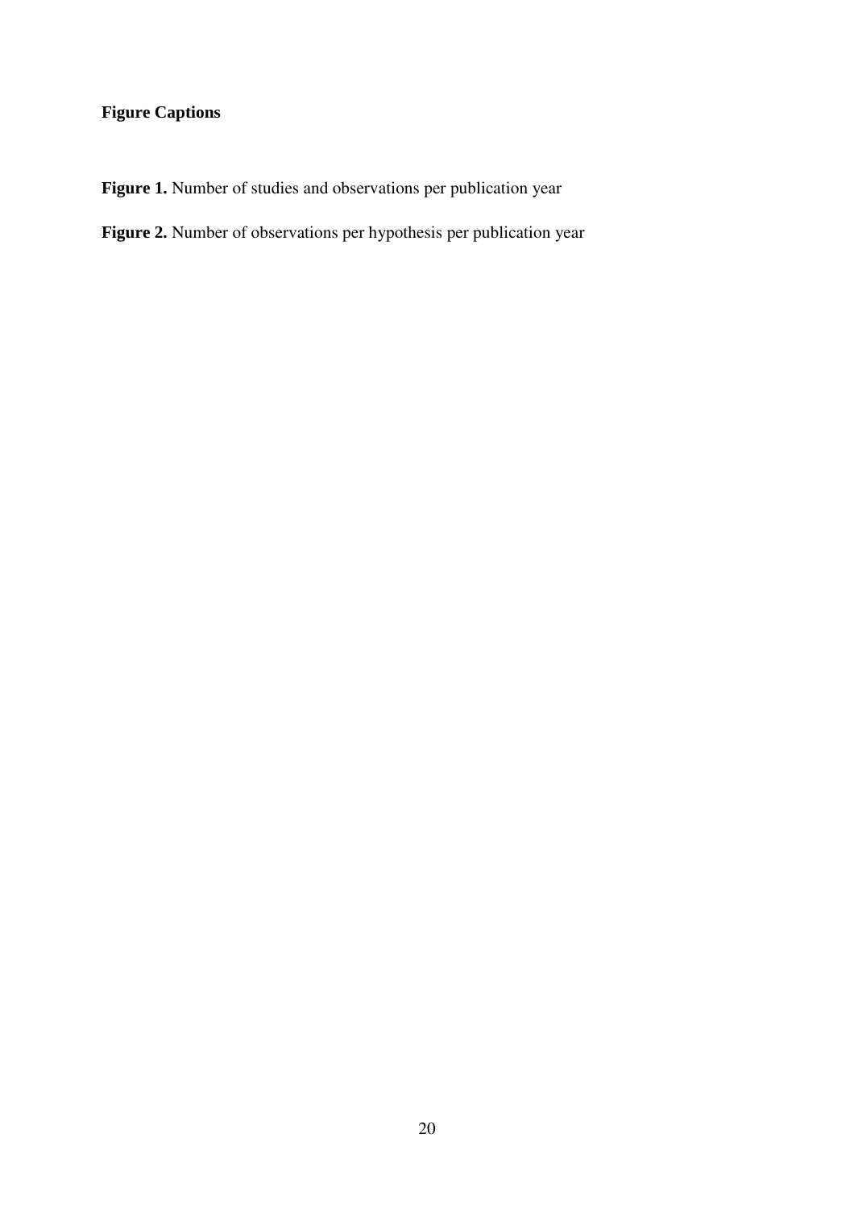**Figure Captions**

**Figure 1.** Number of studies and observations per publication year

**Figure 2.** Number of observations per hypothesis per publication year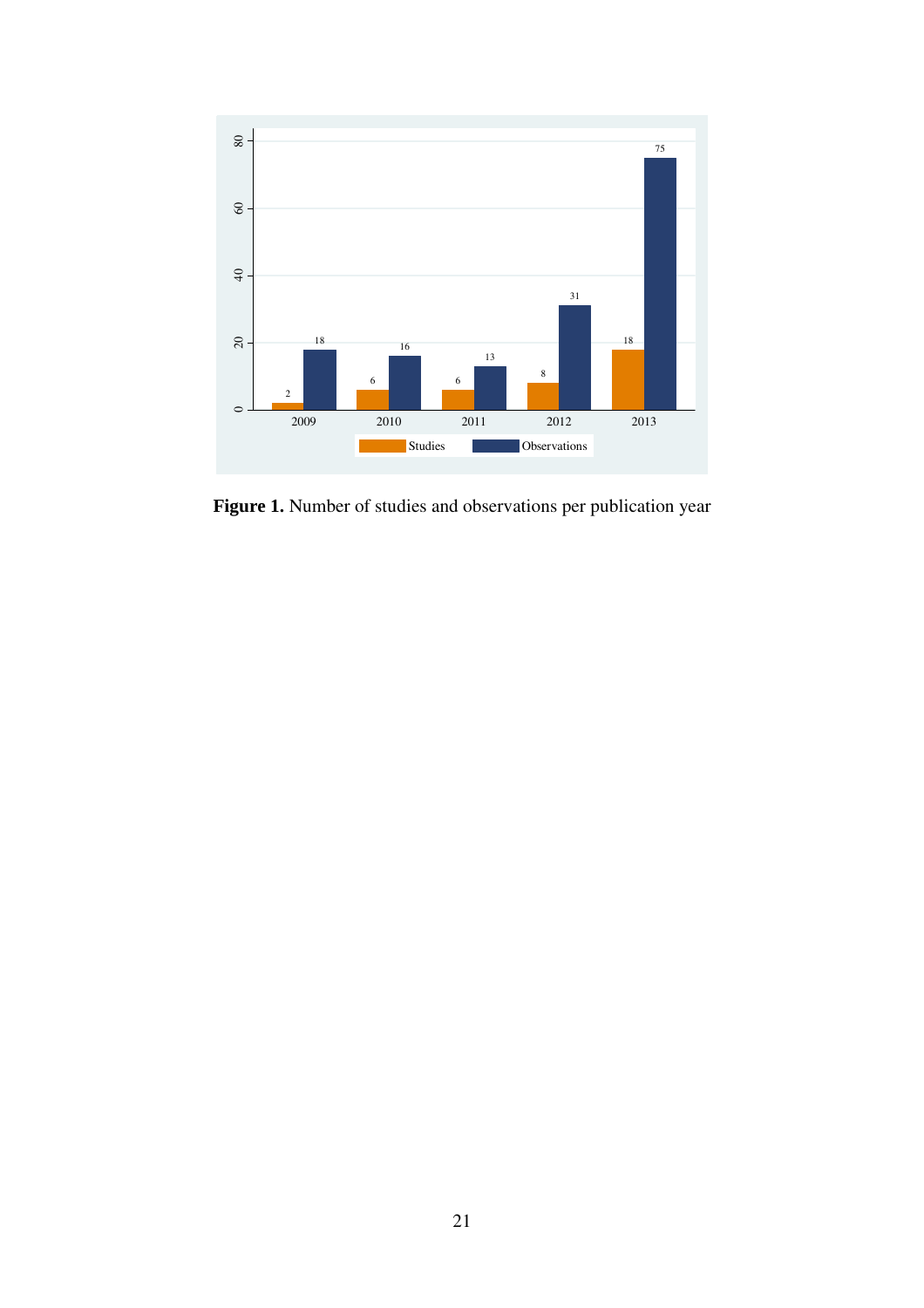**Figure 1.** Number of studies and observations per publication year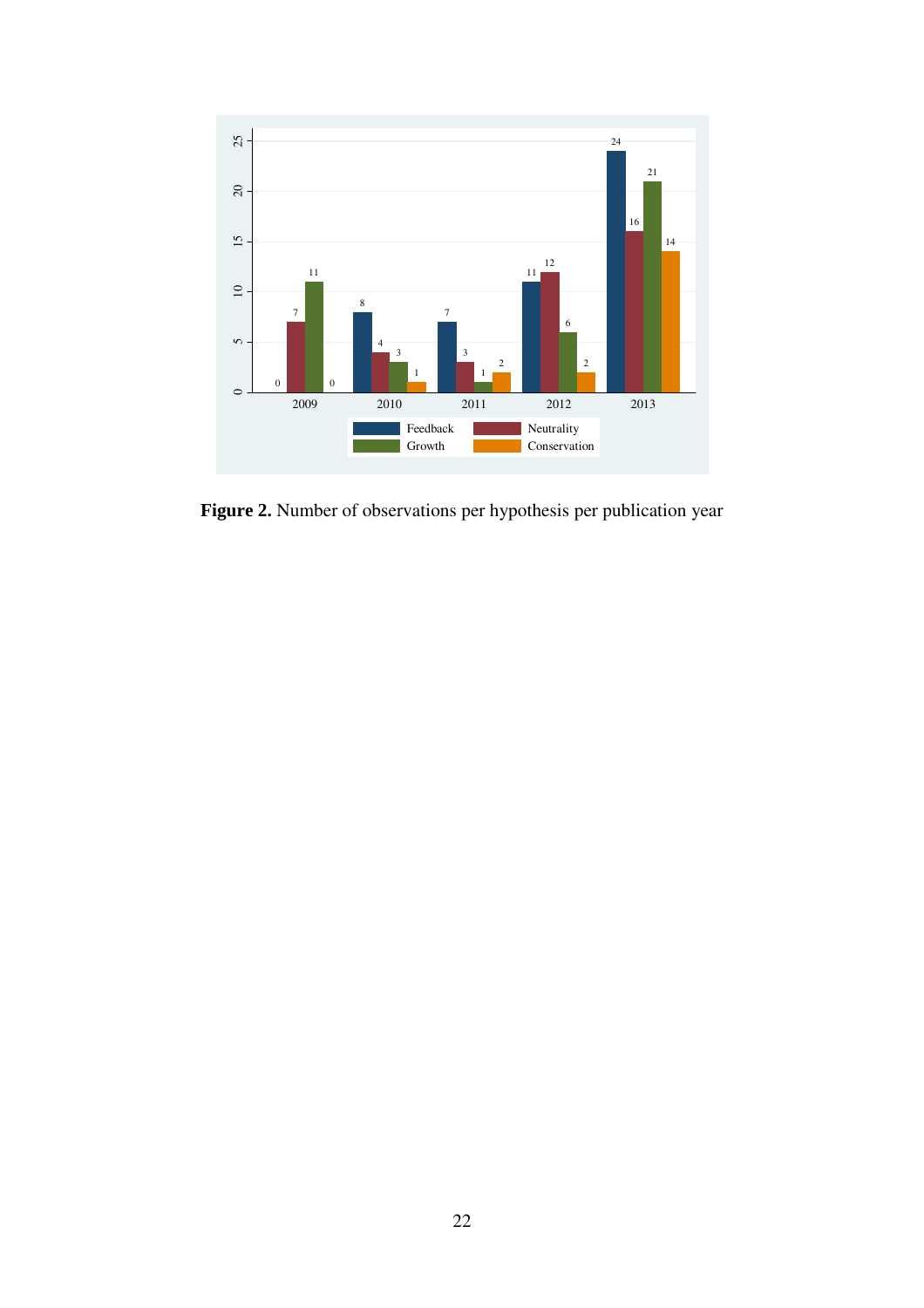**Figure 2.** Number of observations per hypothesis per publication year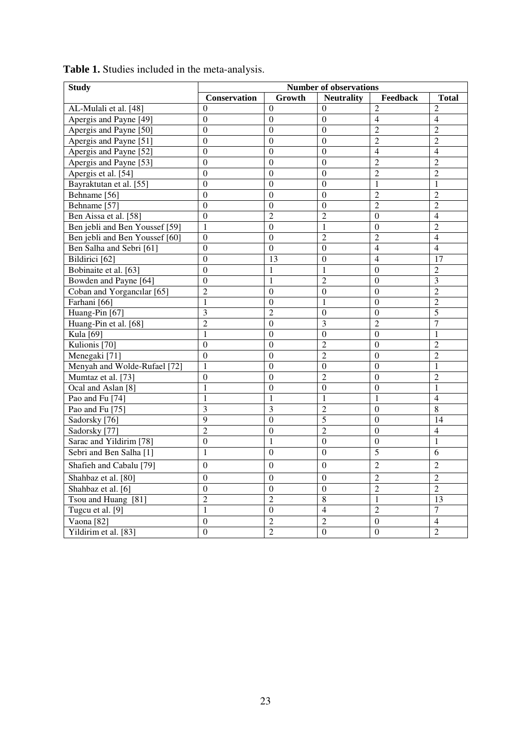**Table 1.** Studies included in the meta-analysis.

| Study | Number of observations | | | | |
|---|---|---|---|---|---|
| | **Conservation** | **Growth** | **Neutrality** | **Feedback** | **Total** |
| AL-Mulali et al. [48] | 0 | 0 | 0 | 2 | 2 |
| Apergis and Payne [49] | 0 | 0 | 0 | 4 | 4 |
| Apergis and Payne [50] | 0 | 0 | 0 | 2 | 2 |
| Apergis and Payne [51] | 0 | 0 | 0 | 2 | 2 |
| Apergis and Payne [52] | 0 | 0 | 0 | 4 | 4 |
| Apergis and Payne [53] | 0 | 0 | 0 | 2 | 2 |
| Apergis et al. [54] | 0 | 0 | 0 | 2 | 2 |
| Bayraktutan et al. [55] | 0 | 0 | 0 | 1 | 1 |
| Behname [56] | 0 | 0 | 0 | 2 | 2 |
| Behname [57] | 0 | 0 | 0 | 2 | 2 |
| Ben Aissa et al. [58] | 0 | 2 | 2 | 0 | 4 |
| Ben jebli and Ben Youssef [59] | 1 | 0 | 1 | 0 | 2 |
| Ben jebli and Ben Youssef [60] | 0 | 0 | 2 | 2 | 4 |
| Ben Salha and Sebri [61] | 0 | 0 | 0 | 4 | 4 |
| Bildirici [62] | 0 | 13 | 0 | 4 | 17 |
| Bobinaite et al. [63] | 0 | 1 | 1 | 0 | 2 |
| Bowden and Payne [64] | 0 | 1 | 2 | 0 | 3 |
| Coban and Yorgancılar [65] | 2 | 0 | 0 | 0 | 2 |
| Farhani [66] | 1 | 0 | 1 | 0 | 2 |
| Huang-Pin [67] | 3 | 2 | 0 | 0 | 5 |
| Huang-Pin et al. [68] | 2 | 0 | 3 | 2 | 7 |
| Kula [69] | 1 | 0 | 0 | 0 | 1 |
| Kulionis [70] | 0 | 0 | 2 | 0 | 2 |
| Menegaki [71] | 0 | 0 | 2 | 0 | 2 |
| Menyah and Wolde-Rufael [72] | 1 | 0 | 0 | 0 | 1 |
| Mumtaz et al. [73] | 0 | 0 | 2 | 0 | 2 |
| Ocal and Aslan [8] | 1 | 0 | 0 | 0 | 1 |
| Pao and Fu [74] | 1 | 1 | 1 | 1 | 4 |
| Pao and Fu [75] | 3 | 3 | 2 | 0 | 8 |
| Sadorsky [76] | 9 | 0 | 5 | 0 | 14 |
| Sadorsky [77] | 2 | 0 | 2 | 0 | 4 |
| Sarac and Yildirim [78] | 0 | 1 | 0 | 0 | 1 |
| Sebri and Ben Salha [1] | 1 | 0 | 0 | 5 | 6 |
| Shafieh and Cabalu [79] | 0 | 0 | 0 | 2 | 2 |
| Shahbaz et al. [80] | 0 | 0 | 0 | 2 | 2 |
| Shahbaz et al. [6] | 0 | 0 | 0 | 2 | 2 |
| Tsou and Huang [81] | 2 | 2 | 8 | 1 | 13 |
| Tugcu et al. [9] | 1 | 0 | 4 | 2 | 7 |
| Vaona [82] | 0 | 2 | 2 | 0 | 4 |
| Yildirim et al. [83] | 0 | 2 | 0 | 0 | 2 |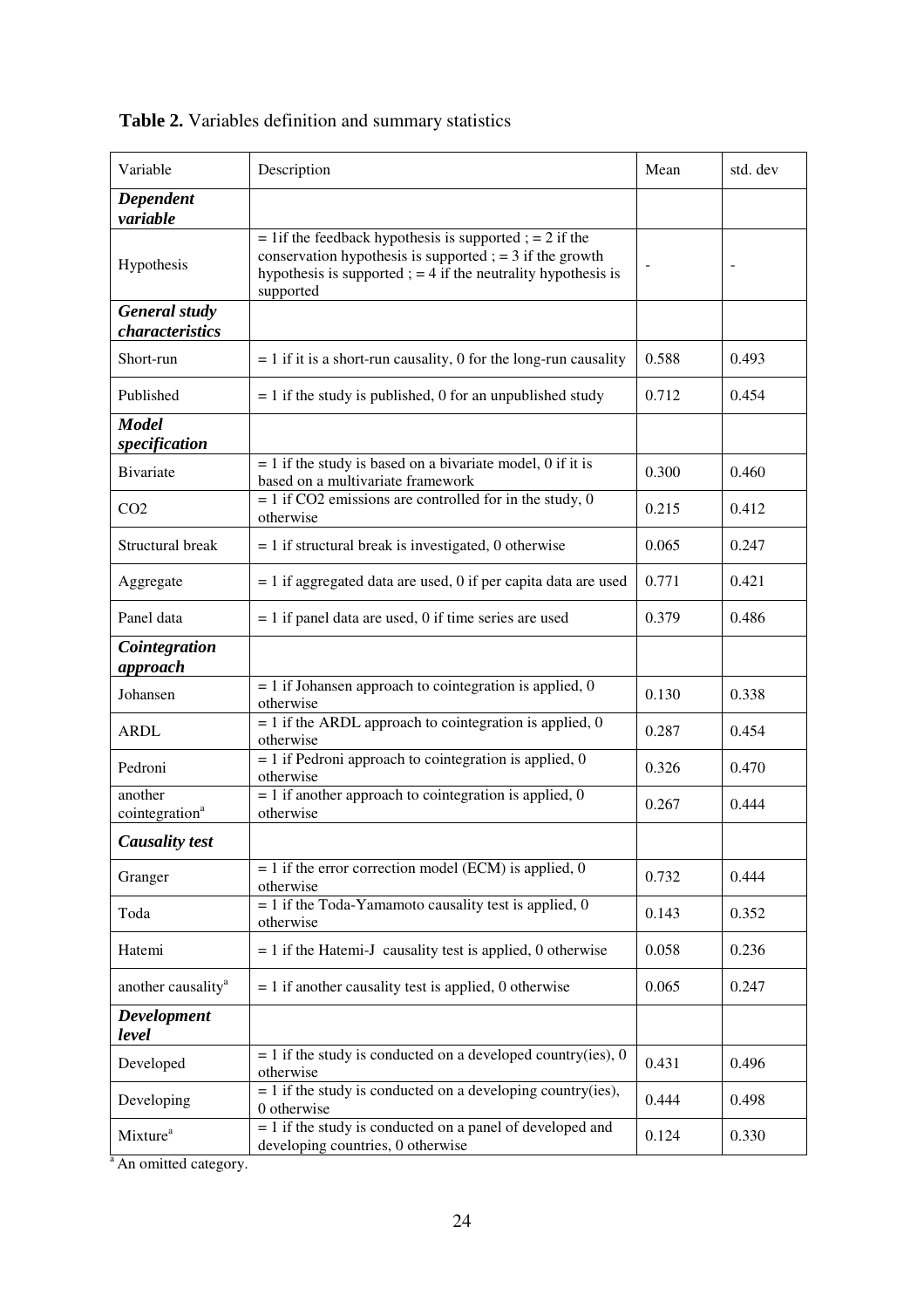**Table 2.** Variables definition and summary statistics

| Variable | Description | Mean | std. dev |
|---|---|---|---|
| ***Dependent variable*** | | | |
| Hypothesis | = 1if the feedback hypothesis is supported ; = 2 if the conservation hypothesis is supported ; = 3 if the growth hypothesis is supported ; = 4 if the neutrality hypothesis is supported | - | - |
| ***General study characteristics*** | | | |
| Short-run | = 1 if it is a short-run causality, 0 for the long-run causality | 0.588 | 0.493 |
| Published | = 1 if the study is published, 0 for an unpublished study | 0.712 | 0.454 |
| ***Model specification*** | | | |
| Bivariate | = 1 if the study is based on a bivariate model, 0 if it is based on a multivariate framework | 0.300 | 0.460 |
| CO2 | = 1 if CO2 emissions are controlled for in the study, 0 otherwise | 0.215 | 0.412 |
| Structural break | = 1 if structural break is investigated, 0 otherwise | 0.065 | 0.247 |
| Aggregate | = 1 if aggregated data are used, 0 if per capita data are used | 0.771 | 0.421 |
| Panel data | = 1 if panel data are used, 0 if time series are used | 0.379 | 0.486 |
| ***Cointegration approach*** | | | |
| Johansen | = 1 if Johansen approach to cointegration is applied, 0 otherwise | 0.130 | 0.338 |
| ARDL | = 1 if the ARDL approach to cointegration is applied, 0 otherwise | 0.287 | 0.454 |
| Pedroni | = 1 if Pedroni approach to cointegration is applied, 0 otherwise | 0.326 | 0.470 |
| another cointegration[a] | = 1 if another approach to cointegration is applied, 0 otherwise | 0.267 | 0.444 |
| ***Causality test*** | | | |
| Granger | = 1 if the error correction model (ECM) is applied, 0 otherwise | 0.732 | 0.444 |
| Toda | = 1 if the Toda-Yamamoto causality test is applied, 0 otherwise | 0.143 | 0.352 |
| Hatemi | = 1 if the Hatemi-J causality test is applied, 0 otherwise | 0.058 | 0.236 |
| another causality[a] | = 1 if another causality test is applied, 0 otherwise | 0.065 | 0.247 |
| ***Development level*** | | | |
| Developed | = 1 if the study is conducted on a developed country(ies), 0 otherwise | 0.431 | 0.496 |
| Developing | = 1 if the study is conducted on a developing country(ies), 0 otherwise | 0.444 | 0.498 |
| Mixture[a] | = 1 if the study is conducted on a panel of developed and developing countries, 0 otherwise | 0.124 | 0.330 |

[a] An omitted category.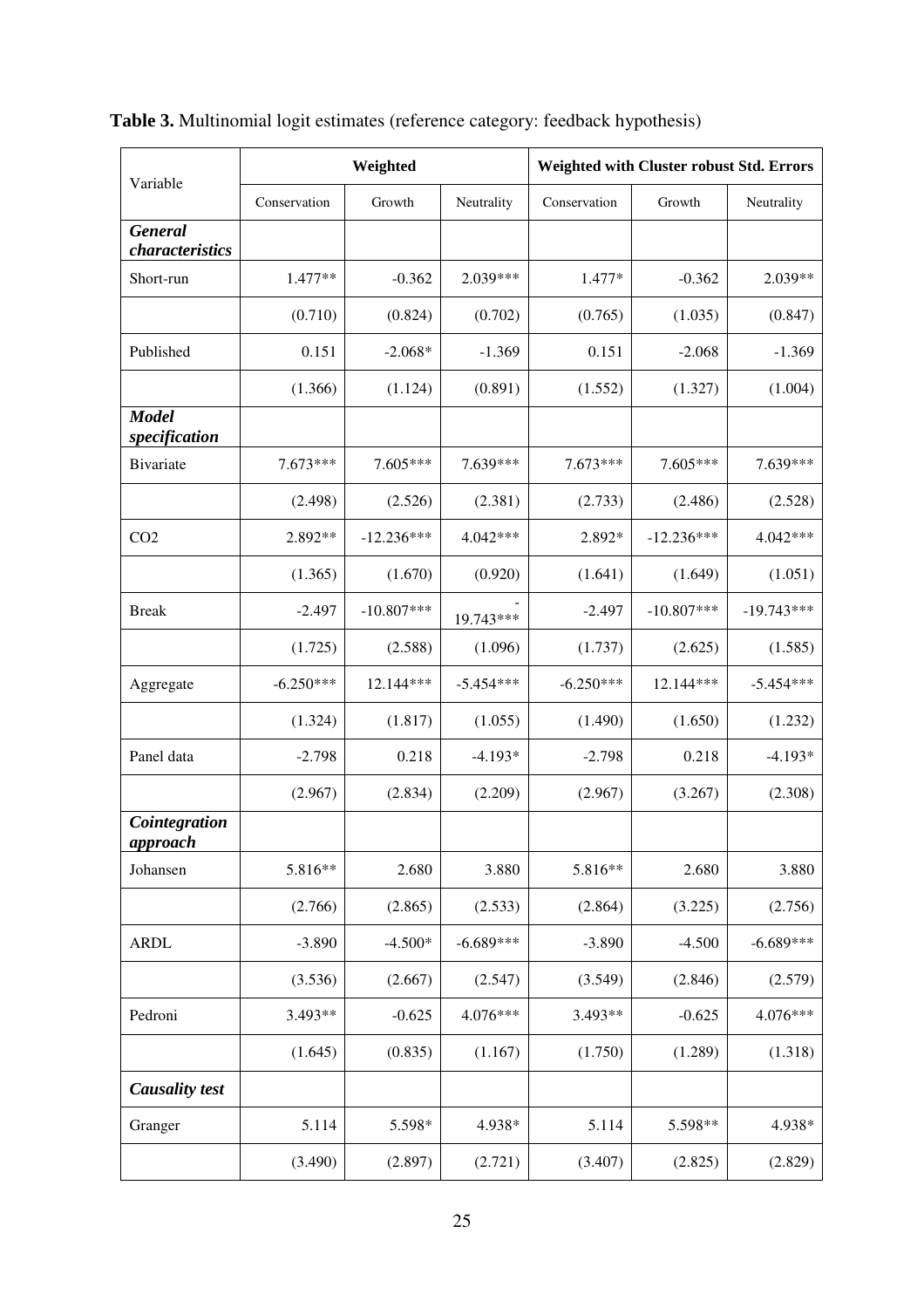**Table 3.** Multinomial logit estimates (reference category: feedback hypothesis)

| Variable | Weighted | | | Weighted with Cluster robust Std. Errors | | |
|---|---|---|---|---|---|---|
| | Conservation | Growth | Neutrality | Conservation | Growth | Neutrality |
| ***General characteristics*** | | | | | | |
| Short-run | 1.477** | -0.362 | 2.039*** | 1.477* | -0.362 | 2.039** |
| | (0.710) | (0.824) | (0.702) | (0.765) | (1.035) | (0.847) |
| Published | 0.151 | -2.068* | -1.369 | 0.151 | -2.068 | -1.369 |
| | (1.366) | (1.124) | (0.891) | (1.552) | (1.327) | (1.004) |
| ***Model specification*** | | | | | | |
| Bivariate | 7.673*** | 7.605*** | 7.639*** | 7.673*** | 7.605*** | 7.639*** |
| | (2.498) | (2.526) | (2.381) | (2.733) | (2.486) | (2.528) |
| $CO_2$ | 2.892** | -12.236*** | 4.042*** | 2.892* | -12.236*** | 4.042*** |
| | (1.365) | (1.670) | (0.920) | (1.641) | (1.649) | (1.051) |
| Break | -2.497 | -10.807*** | -19.743*** | -2.497 | -10.807*** | -19.743*** |
| | (1.725) | (2.588) | (1.096) | (1.737) | (2.625) | (1.585) |
| Aggregate | -6.250*** | 12.144*** | -5.454*** | -6.250*** | 12.144*** | -5.454*** |
| | (1.324) | (1.817) | (1.055) | (1.490) | (1.650) | (1.232) |
| Panel data | -2.798 | 0.218 | -4.193* | -2.798 | 0.218 | -4.193* |
| | (2.967) | (2.834) | (2.209) | (2.967) | (3.267) | (2.308) |
| ***Cointegration approach*** | | | | | | |
| Johansen | 5.816** | 2.680 | 3.880 | 5.816** | 2.680 | 3.880 |
| | (2.766) | (2.865) | (2.533) | (2.864) | (3.225) | (2.756) |
| ARDL | -3.890 | -4.500* | -6.689*** | -3.890 | -4.500 | -6.689*** |
| | (3.536) | (2.667) | (2.547) | (3.549) | (2.846) | (2.579) |
| Pedroni | 3.493** | -0.625 | 4.076*** | 3.493** | -0.625 | 4.076*** |
| | (1.645) | (0.835) | (1.167) | (1.750) | (1.289) | (1.318) |
| ***Causality test*** | | | | | | |
| Granger | 5.114 | 5.598* | 4.938* | 5.114 | 5.598** | 4.938* |
| | (3.490) | (2.897) | (2.721) | (3.407) | (2.825) | (2.829) |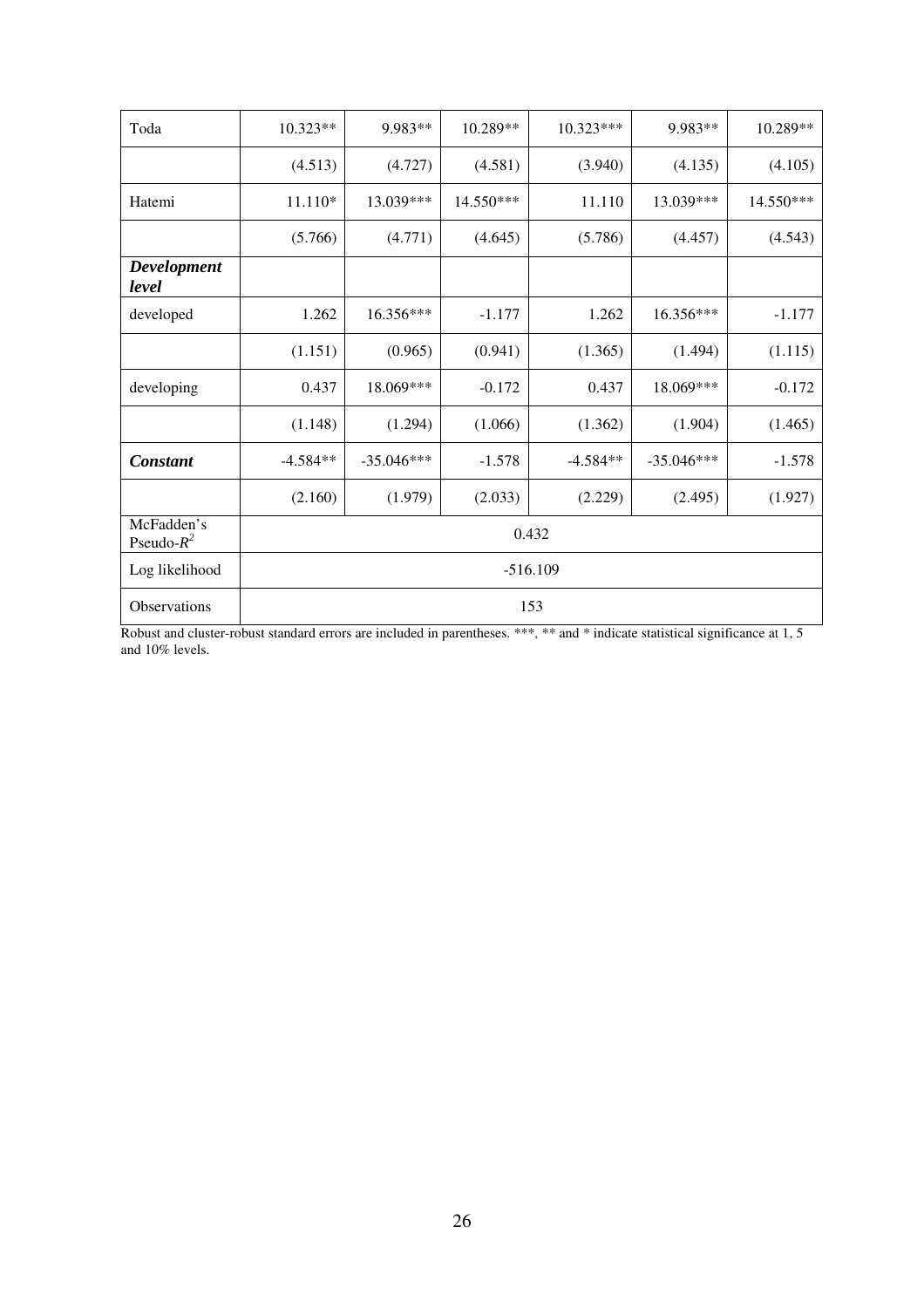| | | | | | | |
|---|---|---|---|---|---|---|
| Toda | 10.323** | 9.983** | 10.289** | 10.323*** | 9.983** | 10.289** |
| | (4.513) | (4.727) | (4.581) | (3.940) | (4.135) | (4.105) |
| Hatemi | 11.110* | 13.039*** | 14.550*** | 11.110 | 13.039*** | 14.550*** |
| | (5.766) | (4.771) | (4.645) | (5.786) | (4.457) | (4.543) |
| ***Development level*** | | | | | | |
| developed | 1.262 | 16.356*** | -1.177 | 1.262 | 16.356*** | -1.177 |
| | (1.151) | (0.965) | (0.941) | (1.365) | (1.494) | (1.115) |
| developing | 0.437 | 18.069*** | -0.172 | 0.437 | 18.069*** | -0.172 |
| | (1.148) | (1.294) | (1.066) | (1.362) | (1.904) | (1.465) |
| ***Constant*** | -4.584** | -35.046*** | -1.578 | -4.584** | -35.046*** | -1.578 |
| | (2.160) | (1.979) | (2.033) | (2.229) | (2.495) | (1.927) |
| McFadden's Pseudo-$R^2$ | 0.432 | | | | | |
| Log likelihood | -516.109 | | | | | |
| Observations | 153 | | | | | |

Robust and cluster-robust standard errors are included in parentheses. ***, ** and * indicate statistical significance at 1, 5 and 10% levels.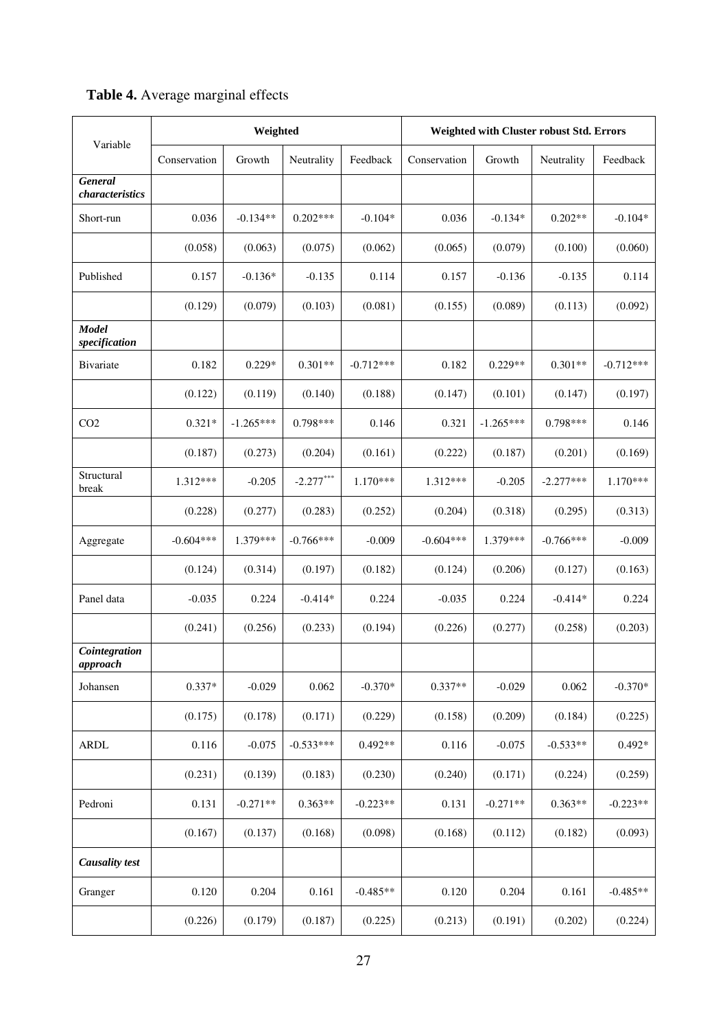**Table 4.** Average marginal effects

| Variable | Weighted | | | | Weighted with Cluster robust Std. Errors | | | |
|---|---|---|---|---|---|---|---|---|
| | Conservation | Growth | Neutrality | Feedback | Conservation | Growth | Neutrality | Feedback |
| ***General characteristics*** | | | | | | | | |
| Short-run | 0.036 | -0.134** | 0.202*** | -0.104* | 0.036 | -0.134* | 0.202** | -0.104* |
| | (0.058) | (0.063) | (0.075) | (0.062) | (0.065) | (0.079) | (0.100) | (0.060) |
| Published | 0.157 | -0.136* | -0.135 | 0.114 | 0.157 | -0.136 | -0.135 | 0.114 |
| | (0.129) | (0.079) | (0.103) | (0.081) | (0.155) | (0.089) | (0.113) | (0.092) |
| ***Model specification*** | | | | | | | | |
| Bivariate | 0.182 | 0.229* | 0.301** | -0.712*** | 0.182 | 0.229** | 0.301** | -0.712*** |
| | (0.122) | (0.119) | (0.140) | (0.188) | (0.147) | (0.101) | (0.147) | (0.197) |
| $CO_2$ | 0.321* | -1.265*** | 0.798*** | 0.146 | 0.321 | -1.265*** | 0.798*** | 0.146 |
| | (0.187) | (0.273) | (0.204) | (0.161) | (0.222) | (0.187) | (0.201) | (0.169) |
| Structural break | 1.312*** | -0.205 | -2.277*** | 1.170*** | 1.312*** | -0.205 | -2.277*** | 1.170*** |
| | (0.228) | (0.277) | (0.283) | (0.252) | (0.204) | (0.318) | (0.295) | (0.313) |
| Aggregate | -0.604*** | 1.379*** | -0.766*** | -0.009 | -0.604*** | 1.379*** | -0.766*** | -0.009 |
| | (0.124) | (0.314) | (0.197) | (0.182) | (0.124) | (0.206) | (0.127) | (0.163) |
| Panel data | -0.035 | 0.224 | -0.414* | 0.224 | -0.035 | 0.224 | -0.414* | 0.224 |
| | (0.241) | (0.256) | (0.233) | (0.194) | (0.226) | (0.277) | (0.258) | (0.203) |
| ***Cointegration approach*** | | | | | | | | |
| Johansen | 0.337* | -0.029 | 0.062 | -0.370* | 0.337** | -0.029 | 0.062 | -0.370* |
| | (0.175) | (0.178) | (0.171) | (0.229) | (0.158) | (0.209) | (0.184) | (0.225) |
| ARDL | 0.116 | -0.075 | -0.533*** | 0.492** | 0.116 | -0.075 | -0.533** | 0.492* |
| | (0.231) | (0.139) | (0.183) | (0.230) | (0.240) | (0.171) | (0.224) | (0.259) |
| Pedroni | 0.131 | -0.271** | 0.363** | -0.223** | 0.131 | -0.271** | 0.363** | -0.223** |
| | (0.167) | (0.137) | (0.168) | (0.098) | (0.168) | (0.112) | (0.182) | (0.093) |
| ***Causality test*** | | | | | | | | |
| Granger | 0.120 | 0.204 | 0.161 | -0.485** | 0.120 | 0.204 | 0.161 | -0.485** |
| | (0.226) | (0.179) | (0.187) | (0.225) | (0.213) | (0.191) | (0.202) | (0.224) |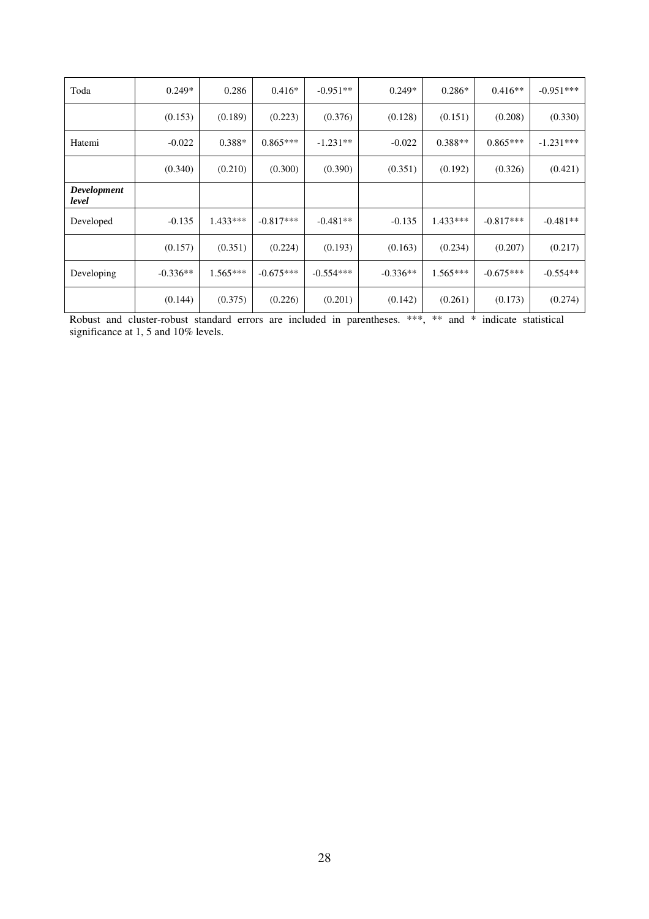| | | | | | | | | |
|---|---|---|---|---|---|---|---|---|
| Toda | 0.249* | 0.286 | 0.416* | -0.951** | 0.249* | 0.286* | 0.416** | -0.951*** |
| | (0.153) | (0.189) | (0.223) | (0.376) | (0.128) | (0.151) | (0.208) | (0.330) |
| Hatemi | -0.022 | 0.388* | 0.865*** | -1.231** | -0.022 | 0.388** | 0.865*** | -1.231*** |
| | (0.340) | (0.210) | (0.300) | (0.390) | (0.351) | (0.192) | (0.326) | (0.421) |
| ***Development level*** | | | | | | | | |
| Developed | -0.135 | 1.433*** | -0.817*** | -0.481** | -0.135 | 1.433*** | -0.817*** | -0.481** |
| | (0.157) | (0.351) | (0.224) | (0.193) | (0.163) | (0.234) | (0.207) | (0.217) |
| Developing | -0.336** | 1.565*** | -0.675*** | -0.554*** | -0.336** | 1.565*** | -0.675*** | -0.554** |
| | (0.144) | (0.375) | (0.226) | (0.201) | (0.142) | (0.261) | (0.173) | (0.274) |

Robust and cluster-robust standard errors are included in parentheses. ***, ** and * indicate statistical significance at 1, 5 and 10% levels.